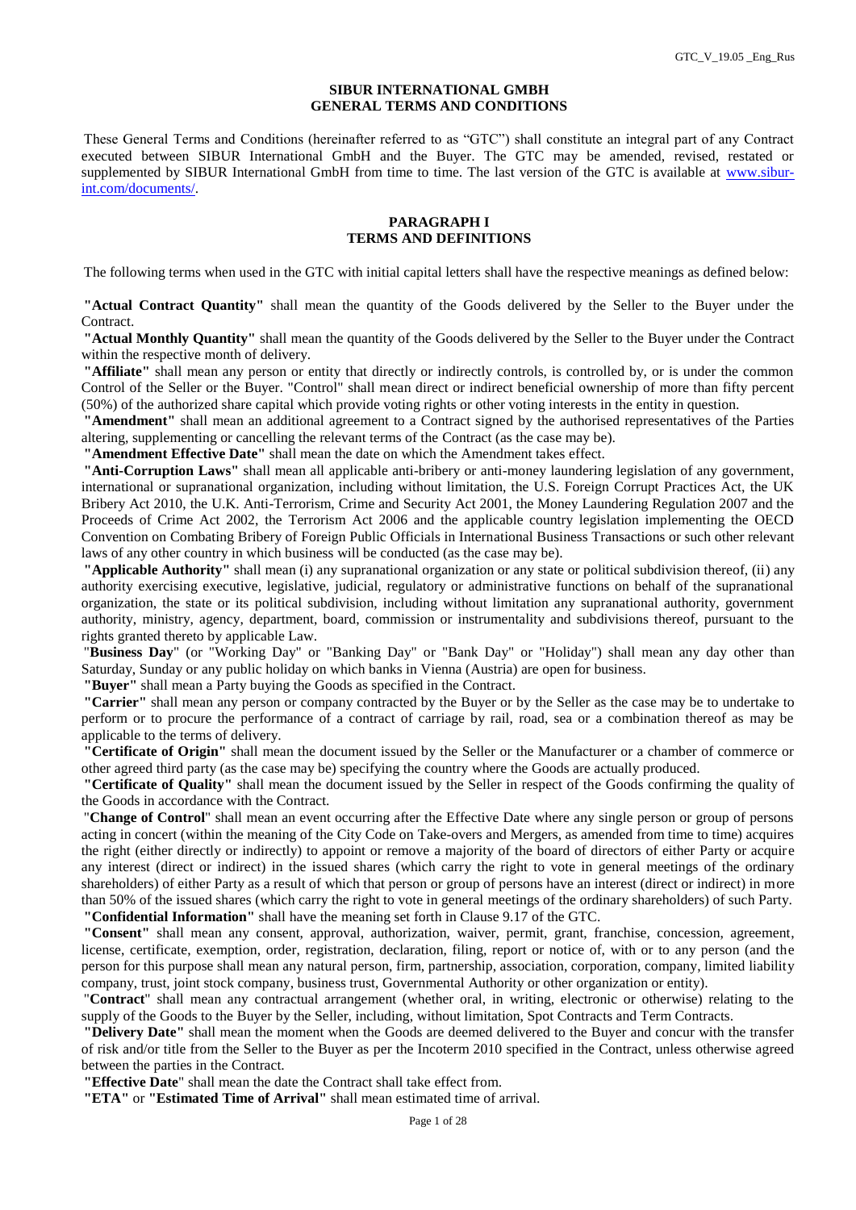# SIBUR INTERNATIONAL GMBH
# GENERAL TERMS AND CONDITIONS

These General Terms and Conditions (hereinafter referred to as "GTC") shall constitute an integral part of any Contract executed between SIBUR International GmbH and the Buyer. The GTC may be amended, revised, restated or supplemented by SIBUR International GmbH from time to time. The last version of the GTC is available at www.sibur-int.com/documents/.

## PARAGRAPH I
## TERMS AND DEFINITIONS

The following terms when used in the GTC with initial capital letters shall have the respective meanings as defined below:

**"Actual Contract Quantity"** shall mean the quantity of the Goods delivered by the Seller to the Buyer under the Contract.

**"Actual Monthly Quantity"** shall mean the quantity of the Goods delivered by the Seller to the Buyer under the Contract within the respective month of delivery.

**"Affiliate"** shall mean any person or entity that directly or indirectly controls, is controlled by, or is under the common Control of the Seller or the Buyer. "Control" shall mean direct or indirect beneficial ownership of more than fifty percent (50%) of the authorized share capital which provide voting rights or other voting interests in the entity in question.

**"Amendment"** shall mean an additional agreement to a Contract signed by the authorised representatives of the Parties altering, supplementing or cancelling the relevant terms of the Contract (as the case may be).

**"Amendment Effective Date"** shall mean the date on which the Amendment takes effect.

**"Anti-Corruption Laws"** shall mean all applicable anti-bribery or anti-money laundering legislation of any government, international or supranational organization, including without limitation, the U.S. Foreign Corrupt Practices Act, the UK Bribery Act 2010, the U.K. Anti-Terrorism, Crime and Security Act 2001, the Money Laundering Regulation 2007 and the Proceeds of Crime Act 2002, the Terrorism Act 2006 and the applicable country legislation implementing the OECD Convention on Combating Bribery of Foreign Public Officials in International Business Transactions or such other relevant laws of any other country in which business will be conducted (as the case may be).

**"Applicable Authority"** shall mean (i) any supranational organization or any state or political subdivision thereof, (ii) any authority exercising executive, legislative, judicial, regulatory or administrative functions on behalf of the supranational organization, the state or its political subdivision, including without limitation any supranational authority, government authority, ministry, agency, department, board, commission or instrumentality and subdivisions thereof, pursuant to the rights granted thereto by applicable Law.

"**Business Day**" (or "Working Day" or "Banking Day" or "Bank Day" or "Holiday") shall mean any day other than Saturday, Sunday or any public holiday on which banks in Vienna (Austria) are open for business.

**"Buyer"** shall mean a Party buying the Goods as specified in the Contract.

**"Carrier"** shall mean any person or company contracted by the Buyer or by the Seller as the case may be to undertake to perform or to procure the performance of a contract of carriage by rail, road, sea or a combination thereof as may be applicable to the terms of delivery.

**"Certificate of Origin"** shall mean the document issued by the Seller or the Manufacturer or a chamber of commerce or other agreed third party (as the case may be) specifying the country where the Goods are actually produced.

**"Certificate of Quality"** shall mean the document issued by the Seller in respect of the Goods confirming the quality of the Goods in accordance with the Contract.

"**Change of Control**" shall mean an event occurring after the Effective Date where any single person or group of persons acting in concert (within the meaning of the City Code on Take-overs and Mergers, as amended from time to time) acquires the right (either directly or indirectly) to appoint or remove a majority of the board of directors of either Party or acquire any interest (direct or indirect) in the issued shares (which carry the right to vote in general meetings of the ordinary shareholders) of either Party as a result of which that person or group of persons have an interest (direct or indirect) in more than 50% of the issued shares (which carry the right to vote in general meetings of the ordinary shareholders) of such Party.

**"Confidential Information"** shall have the meaning set forth in Clause 9.17 of the GTC.

**"Consent"** shall mean any consent, approval, authorization, waiver, permit, grant, franchise, concession, agreement, license, certificate, exemption, order, registration, declaration, filing, report or notice of, with or to any person (and the person for this purpose shall mean any natural person, firm, partnership, association, corporation, company, limited liability company, trust, joint stock company, business trust, Governmental Authority or other organization or entity).

"**Contract**" shall mean any contractual arrangement (whether oral, in writing, electronic or otherwise) relating to the supply of the Goods to the Buyer by the Seller, including, without limitation, Spot Contracts and Term Contracts.

**"Delivery Date"** shall mean the moment when the Goods are deemed delivered to the Buyer and concur with the transfer of risk and/or title from the Seller to the Buyer as per the Incoterm 2010 specified in the Contract, unless otherwise agreed between the parties in the Contract.

**"Effective Date"** shall mean the date the Contract shall take effect from.

**"ETA"** or **"Estimated Time of Arrival"** shall mean estimated time of arrival.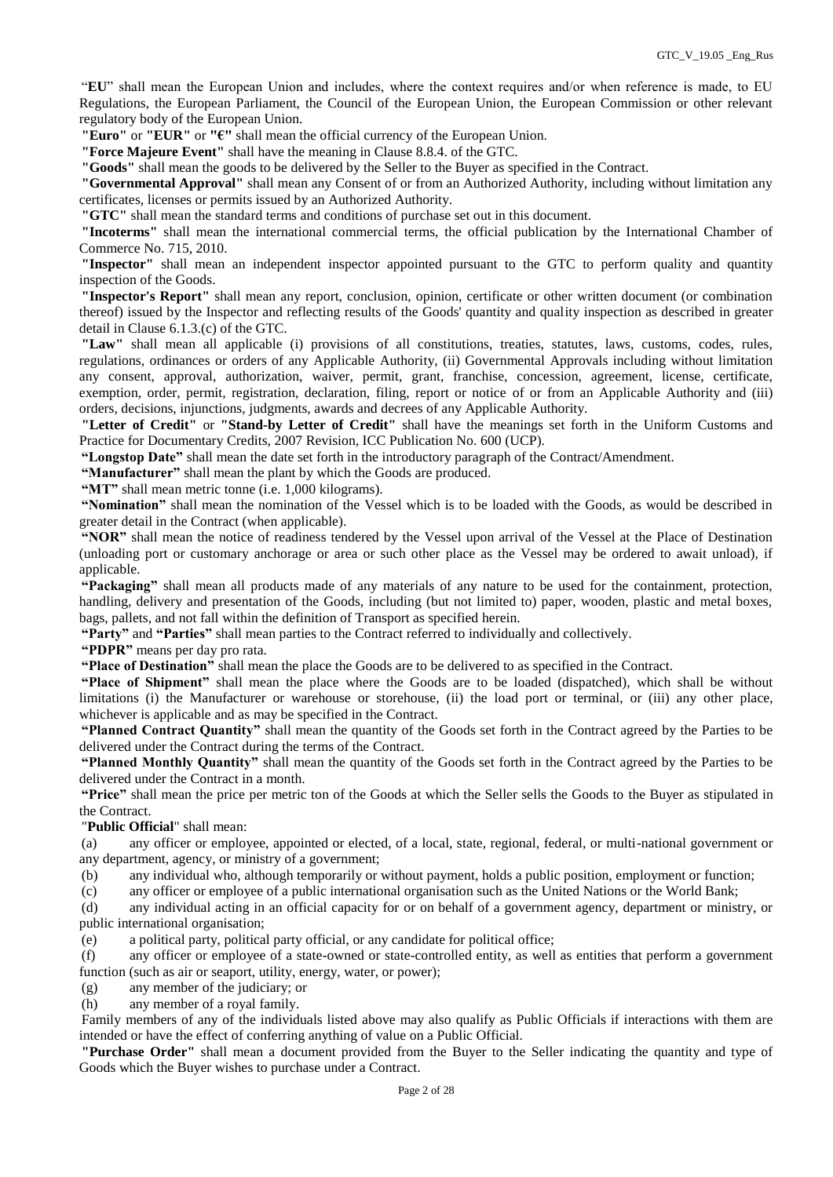"**EU**" shall mean the European Union and includes, where the context requires and/or when reference is made, to EU Regulations, the European Parliament, the Council of the European Union, the European Commission or other relevant regulatory body of the European Union.

**"Euro"** or **"EUR"** or **"€"** shall mean the official currency of the European Union.

**"Force Majeure Event"** shall have the meaning in Clause 8.8.4. of the GTC.

**"Goods"** shall mean the goods to be delivered by the Seller to the Buyer as specified in the Contract.

**"Governmental Approval"** shall mean any Consent of or from an Authorized Authority, including without limitation any certificates, licenses or permits issued by an Authorized Authority.

**"GTC"** shall mean the standard terms and conditions of purchase set out in this document.

**"Incoterms"** shall mean the international commercial terms, the official publication by the International Chamber of Commerce No. 715, 2010.

**"Inspector"** shall mean an independent inspector appointed pursuant to the GTC to perform quality and quantity inspection of the Goods.

**"Inspector's Report"** shall mean any report, conclusion, opinion, certificate or other written document (or combination thereof) issued by the Inspector and reflecting results of the Goods' quantity and quality inspection as described in greater detail in Clause 6.1.3.(c) of the GTC.

**"Law"** shall mean all applicable (i) provisions of all constitutions, treaties, statutes, laws, customs, codes, rules, regulations, ordinances or orders of any Applicable Authority, (ii) Governmental Approvals including without limitation any consent, approval, authorization, waiver, permit, grant, franchise, concession, agreement, license, certificate, exemption, order, permit, registration, declaration, filing, report or notice of or from an Applicable Authority and (iii) orders, decisions, injunctions, judgments, awards and decrees of any Applicable Authority.

**"Letter of Credit"** or **"Stand-by Letter of Credit"** shall have the meanings set forth in the Uniform Customs and Practice for Documentary Credits, 2007 Revision, ICC Publication No. 600 (UCP).

**"Longstop Date"** shall mean the date set forth in the introductory paragraph of the Contract/Amendment.

**"Manufacturer"** shall mean the plant by which the Goods are produced.

**"MT"** shall mean metric tonne (i.e. 1,000 kilograms).

**"Nomination"** shall mean the nomination of the Vessel which is to be loaded with the Goods, as would be described in greater detail in the Contract (when applicable).

**"NOR"** shall mean the notice of readiness tendered by the Vessel upon arrival of the Vessel at the Place of Destination (unloading port or customary anchorage or area or such other place as the Vessel may be ordered to await unload), if applicable.

**"Packaging"** shall mean all products made of any materials of any nature to be used for the containment, protection, handling, delivery and presentation of the Goods, including (but not limited to) paper, wooden, plastic and metal boxes, bags, pallets, and not fall within the definition of Transport as specified herein.

**"Party"** and **"Parties"** shall mean parties to the Contract referred to individually and collectively.

**"PDPR"** means per day pro rata.

**"Place of Destination"** shall mean the place the Goods are to be delivered to as specified in the Contract.

**"Place of Shipment"** shall mean the place where the Goods are to be loaded (dispatched), which shall be without limitations (i) the Manufacturer or warehouse or storehouse, (ii) the load port or terminal, or (iii) any other place, whichever is applicable and as may be specified in the Contract.

**"Planned Contract Quantity"** shall mean the quantity of the Goods set forth in the Contract agreed by the Parties to be delivered under the Contract during the terms of the Contract.

**"Planned Monthly Quantity"** shall mean the quantity of the Goods set forth in the Contract agreed by the Parties to be delivered under the Contract in a month.

**"Price"** shall mean the price per metric ton of the Goods at which the Seller sells the Goods to the Buyer as stipulated in the Contract.

"**Public Official**" shall mean:

(a) any officer or employee, appointed or elected, of a local, state, regional, federal, or multi-national government or any department, agency, or ministry of a government;

(b) any individual who, although temporarily or without payment, holds a public position, employment or function;

(c) any officer or employee of a public international organisation such as the United Nations or the World Bank;

(d) any individual acting in an official capacity for or on behalf of a government agency, department or ministry, or public international organisation;

(e) a political party, political party official, or any candidate for political office;

(f) any officer or employee of a state-owned or state-controlled entity, as well as entities that perform a government function (such as air or seaport, utility, energy, water, or power);

(g) any member of the judiciary; or

(h) any member of a royal family.

Family members of any of the individuals listed above may also qualify as Public Officials if interactions with them are intended or have the effect of conferring anything of value on a Public Official.

**"Purchase Order"** shall mean a document provided from the Buyer to the Seller indicating the quantity and type of Goods which the Buyer wishes to purchase under a Contract.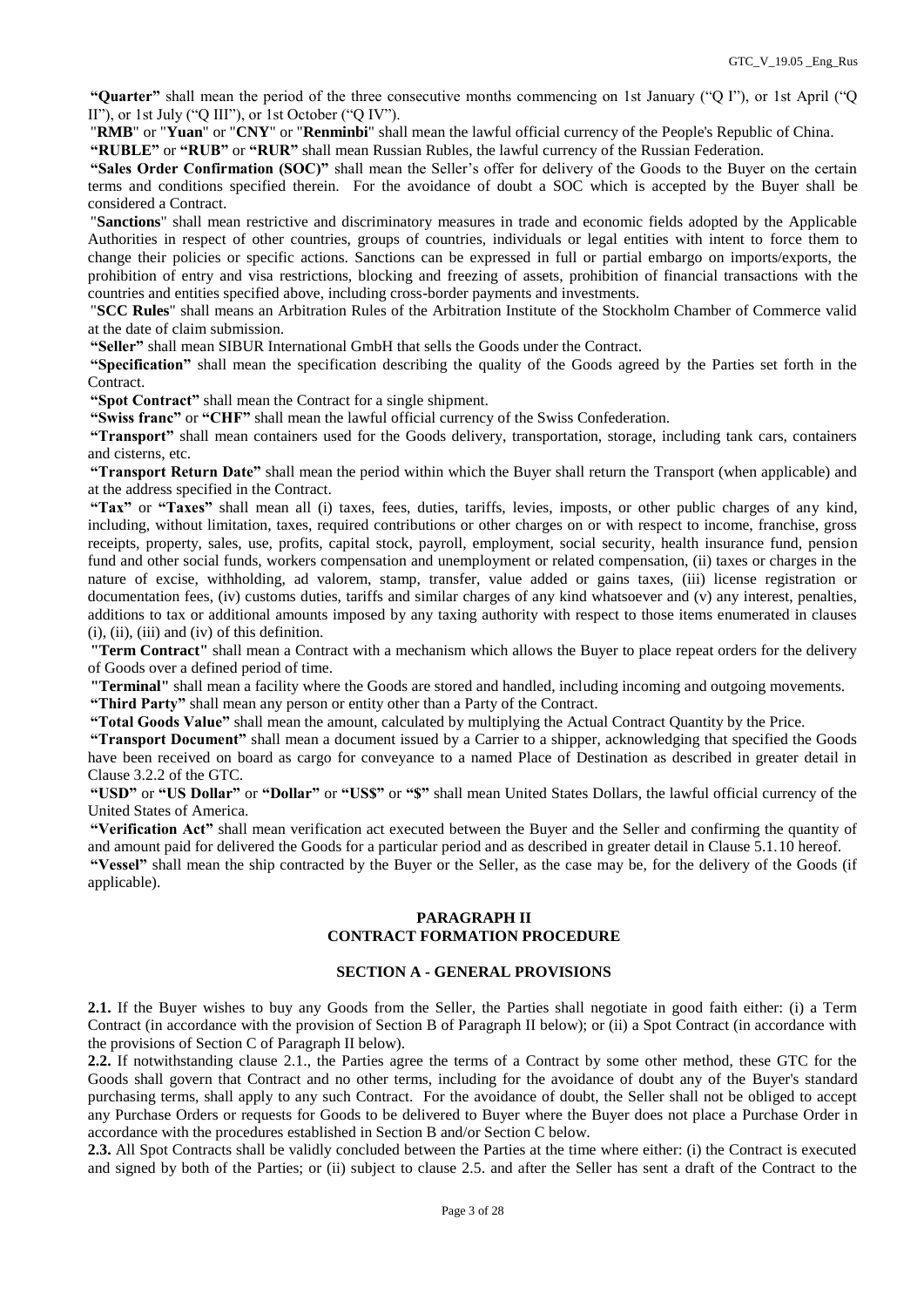**"Quarter"** shall mean the period of the three consecutive months commencing on 1st January ("Q I"), or 1st April ("Q II"), or 1st July ("Q III"), or 1st October ("Q IV").

"**RMB**" or "**Yuan**" or "**CNY**" or "**Renminbi**" shall mean the lawful official currency of the People's Republic of China.

**"RUBLE"** or **"RUB"** or **"RUR"** shall mean Russian Rubles, the lawful currency of the Russian Federation.

**"Sales Order Confirmation (SOC)"** shall mean the Seller's offer for delivery of the Goods to the Buyer on the certain terms and conditions specified therein. For the avoidance of doubt a SOC which is accepted by the Buyer shall be considered a Contract.

"**Sanctions**" shall mean restrictive and discriminatory measures in trade and economic fields adopted by the Applicable Authorities in respect of other countries, groups of countries, individuals or legal entities with intent to force them to change their policies or specific actions. Sanctions can be expressed in full or partial embargo on imports/exports, the prohibition of entry and visa restrictions, blocking and freezing of assets, prohibition of financial transactions with the countries and entities specified above, including cross-border payments and investments.

"**SCC Rules**" shall means an Arbitration Rules of the Arbitration Institute of the Stockholm Chamber of Commerce valid at the date of claim submission.

**"Seller"** shall mean SIBUR International GmbH that sells the Goods under the Contract.

**"Specification"** shall mean the specification describing the quality of the Goods agreed by the Parties set forth in the Contract.

**"Spot Contract"** shall mean the Contract for a single shipment.

**"Swiss franc"** or **"CHF"** shall mean the lawful official currency of the Swiss Confederation.

**"Transport"** shall mean containers used for the Goods delivery, transportation, storage, including tank cars, containers and cisterns, etc.

**"Transport Return Date"** shall mean the period within which the Buyer shall return the Transport (when applicable) and at the address specified in the Contract.

**"Tax"** or **"Taxes"** shall mean all (i) taxes, fees, duties, tariffs, levies, imposts, or other public charges of any kind, including, without limitation, taxes, required contributions or other charges on or with respect to income, franchise, gross receipts, property, sales, use, profits, capital stock, payroll, employment, social security, health insurance fund, pension fund and other social funds, workers compensation and unemployment or related compensation, (ii) taxes or charges in the nature of excise, withholding, ad valorem, stamp, transfer, value added or gains taxes, (iii) license registration or documentation fees, (iv) customs duties, tariffs and similar charges of any kind whatsoever and (v) any interest, penalties, additions to tax or additional amounts imposed by any taxing authority with respect to those items enumerated in clauses (i), (ii), (iii) and (iv) of this definition.

**"Term Contract"** shall mean a Contract with a mechanism which allows the Buyer to place repeat orders for the delivery of Goods over a defined period of time.

**"Terminal"** shall mean a facility where the Goods are stored and handled, including incoming and outgoing movements.

**"Third Party"** shall mean any person or entity other than a Party of the Contract.

**"Total Goods Value"** shall mean the amount, calculated by multiplying the Actual Contract Quantity by the Price.

**"Transport Document"** shall mean a document issued by a Carrier to a shipper, acknowledging that specified the Goods have been received on board as cargo for conveyance to a named Place of Destination as described in greater detail in Clause 3.2.2 of the GTC.

**"USD"** or **"US Dollar"** or **"Dollar"** or **"US$"** or **"$"** shall mean United States Dollars, the lawful official currency of the United States of America.

**"Verification Act"** shall mean verification act executed between the Buyer and the Seller and confirming the quantity of and amount paid for delivered the Goods for a particular period and as described in greater detail in Clause 5.1.10 hereof.

**"Vessel"** shall mean the ship contracted by the Buyer or the Seller, as the case may be, for the delivery of the Goods (if applicable).

## PARAGRAPH II
## CONTRACT FORMATION PROCEDURE

### SECTION A - GENERAL PROVISIONS

**2.1.** If the Buyer wishes to buy any Goods from the Seller, the Parties shall negotiate in good faith either: (i) a Term Contract (in accordance with the provision of Section B of Paragraph II below); or (ii) a Spot Contract (in accordance with the provisions of Section C of Paragraph II below).

**2.2.** If notwithstanding clause 2.1., the Parties agree the terms of a Contract by some other method, these GTC for the Goods shall govern that Contract and no other terms, including for the avoidance of doubt any of the Buyer's standard purchasing terms, shall apply to any such Contract. For the avoidance of doubt, the Seller shall not be obliged to accept any Purchase Orders or requests for Goods to be delivered to Buyer where the Buyer does not place a Purchase Order in accordance with the procedures established in Section B and/or Section C below.

**2.3.** All Spot Contracts shall be validly concluded between the Parties at the time where either: (i) the Contract is executed and signed by both of the Parties; or (ii) subject to clause 2.5. and after the Seller has sent a draft of the Contract to the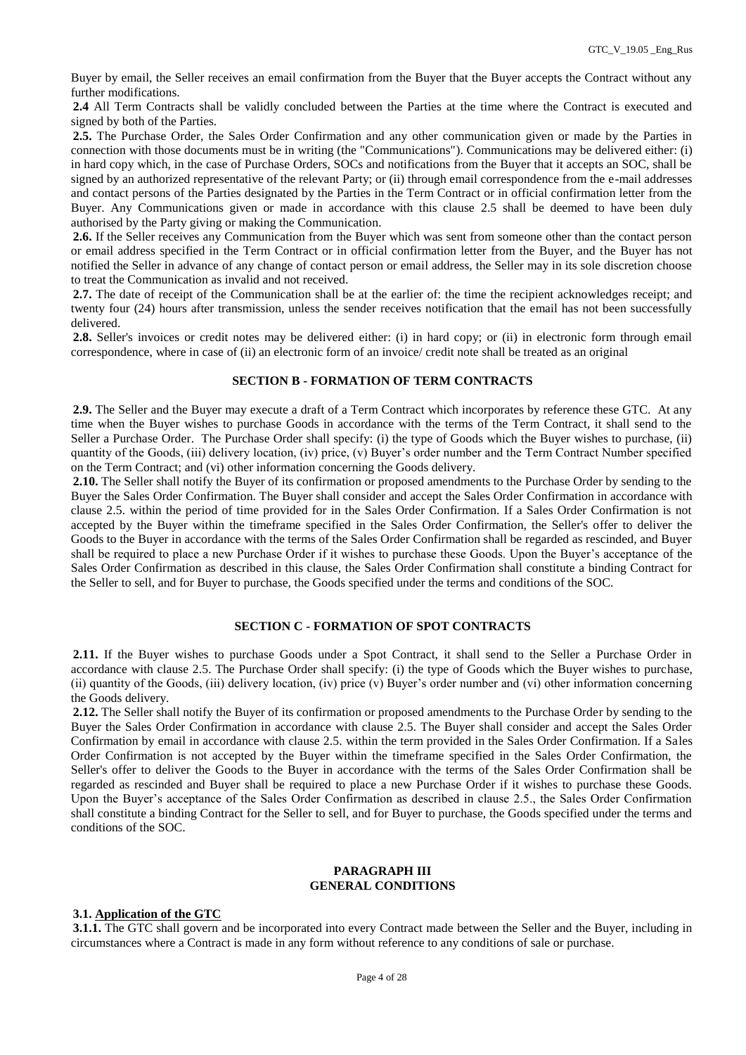Buyer by email, the Seller receives an email confirmation from the Buyer that the Buyer accepts the Contract without any further modifications.

**2.4** All Term Contracts shall be validly concluded between the Parties at the time where the Contract is executed and signed by both of the Parties.

**2.5.** The Purchase Order, the Sales Order Confirmation and any other communication given or made by the Parties in connection with those documents must be in writing (the "Communications"). Communications may be delivered either: (i) in hard copy which, in the case of Purchase Orders, SOCs and notifications from the Buyer that it accepts an SOC, shall be signed by an authorized representative of the relevant Party; or (ii) through email correspondence from the e-mail addresses and contact persons of the Parties designated by the Parties in the Term Contract or in official confirmation letter from the Buyer. Any Communications given or made in accordance with this clause 2.5 shall be deemed to have been duly authorised by the Party giving or making the Communication.

**2.6.** If the Seller receives any Communication from the Buyer which was sent from someone other than the contact person or email address specified in the Term Contract or in official confirmation letter from the Buyer, and the Buyer has not notified the Seller in advance of any change of contact person or email address, the Seller may in its sole discretion choose to treat the Communication as invalid and not received.

**2.7.** The date of receipt of the Communication shall be at the earlier of: the time the recipient acknowledges receipt; and twenty four (24) hours after transmission, unless the sender receives notification that the email has not been successfully delivered.

**2.8.** Seller's invoices or credit notes may be delivered either: (i) in hard copy; or (ii) in electronic form through email correspondence, where in case of (ii) an electronic form of an invoice/ credit note shall be treated as an original

### SECTION B - FORMATION OF TERM CONTRACTS

**2.9.** The Seller and the Buyer may execute a draft of a Term Contract which incorporates by reference these GTC. At any time when the Buyer wishes to purchase Goods in accordance with the terms of the Term Contract, it shall send to the Seller a Purchase Order. The Purchase Order shall specify: (i) the type of Goods which the Buyer wishes to purchase, (ii) quantity of the Goods, (iii) delivery location, (iv) price, (v) Buyer's order number and the Term Contract Number specified on the Term Contract; and (vi) other information concerning the Goods delivery.

**2.10.** The Seller shall notify the Buyer of its confirmation or proposed amendments to the Purchase Order by sending to the Buyer the Sales Order Confirmation. The Buyer shall consider and accept the Sales Order Confirmation in accordance with clause 2.5. within the period of time provided for in the Sales Order Confirmation. If a Sales Order Confirmation is not accepted by the Buyer within the timeframe specified in the Sales Order Confirmation, the Seller's offer to deliver the Goods to the Buyer in accordance with the terms of the Sales Order Confirmation shall be regarded as rescinded, and Buyer shall be required to place a new Purchase Order if it wishes to purchase these Goods. Upon the Buyer's acceptance of the Sales Order Confirmation as described in this clause, the Sales Order Confirmation shall constitute a binding Contract for the Seller to sell, and for Buyer to purchase, the Goods specified under the terms and conditions of the SOC.

### SECTION C - FORMATION OF SPOT CONTRACTS

**2.11.** If the Buyer wishes to purchase Goods under a Spot Contract, it shall send to the Seller a Purchase Order in accordance with clause 2.5. The Purchase Order shall specify: (i) the type of Goods which the Buyer wishes to purchase, (ii) quantity of the Goods, (iii) delivery location, (iv) price (v) Buyer's order number and (vi) other information concerning the Goods delivery.

**2.12.** The Seller shall notify the Buyer of its confirmation or proposed amendments to the Purchase Order by sending to the Buyer the Sales Order Confirmation in accordance with clause 2.5. The Buyer shall consider and accept the Sales Order Confirmation by email in accordance with clause 2.5. within the term provided in the Sales Order Confirmation. If a Sales Order Confirmation is not accepted by the Buyer within the timeframe specified in the Sales Order Confirmation, the Seller's offer to deliver the Goods to the Buyer in accordance with the terms of the Sales Order Confirmation shall be regarded as rescinded and Buyer shall be required to place a new Purchase Order if it wishes to purchase these Goods. Upon the Buyer's acceptance of the Sales Order Confirmation as described in clause 2.5., the Sales Order Confirmation shall constitute a binding Contract for the Seller to sell, and for Buyer to purchase, the Goods specified under the terms and conditions of the SOC.

## PARAGRAPH III
## GENERAL CONDITIONS

**3.1. Application of the GTC**

**3.1.1.** The GTC shall govern and be incorporated into every Contract made between the Seller and the Buyer, including in circumstances where a Contract is made in any form without reference to any conditions of sale or purchase.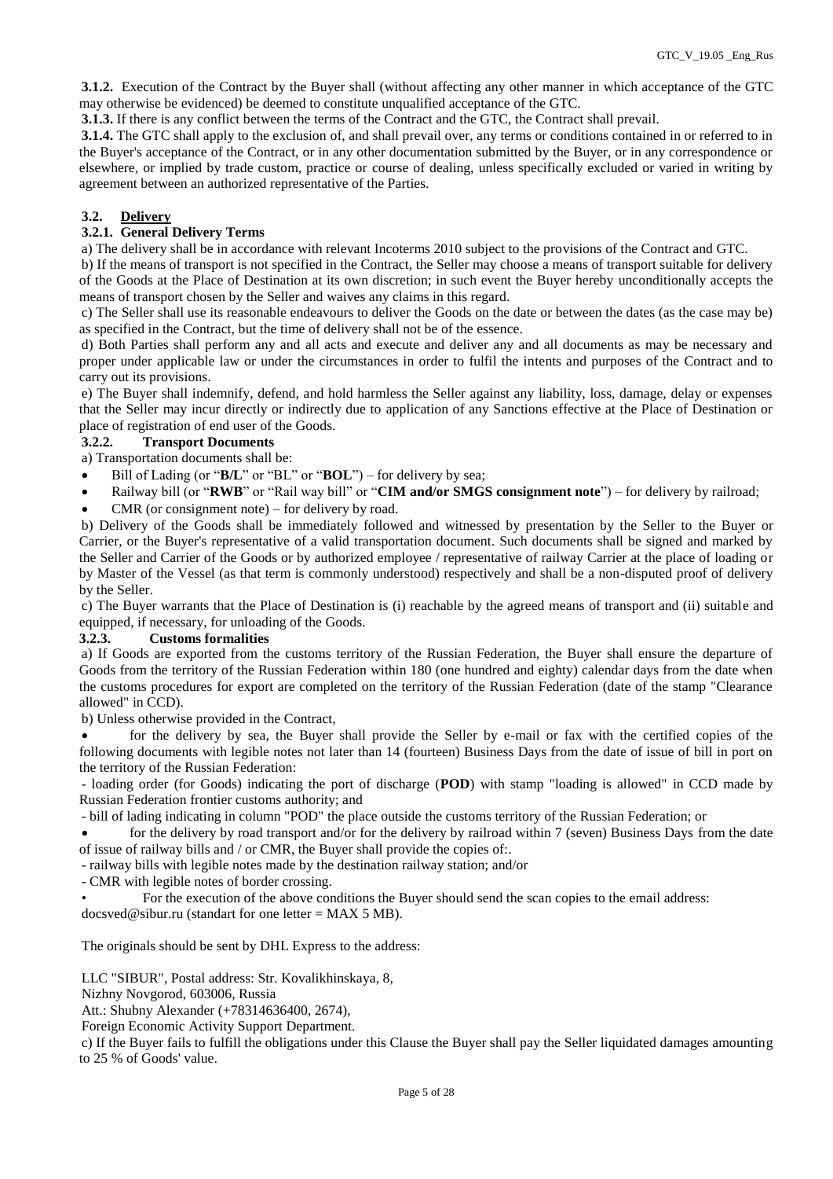**3.1.2.** Execution of the Contract by the Buyer shall (without affecting any other manner in which acceptance of the GTC may otherwise be evidenced) be deemed to constitute unqualified acceptance of the GTC.

**3.1.3.** If there is any conflict between the terms of the Contract and the GTC, the Contract shall prevail.

**3.1.4.** The GTC shall apply to the exclusion of, and shall prevail over, any terms or conditions contained in or referred to in the Buyer's acceptance of the Contract, or in any other documentation submitted by the Buyer, or in any correspondence or elsewhere, or implied by trade custom, practice or course of dealing, unless specifically excluded or varied in writing by agreement between an authorized representative of the Parties.

### 3.2. <u>Delivery</u>

#### 3.2.1. General Delivery Terms

a) The delivery shall be in accordance with relevant Incoterms 2010 subject to the provisions of the Contract and GTC.

b) If the means of transport is not specified in the Contract, the Seller may choose a means of transport suitable for delivery of the Goods at the Place of Destination at its own discretion; in such event the Buyer hereby unconditionally accepts the means of transport chosen by the Seller and waives any claims in this regard.

c) The Seller shall use its reasonable endeavours to deliver the Goods on the date or between the dates (as the case may be) as specified in the Contract, but the time of delivery shall not be of the essence.

d) Both Parties shall perform any and all acts and execute and deliver any and all documents as may be necessary and proper under applicable law or under the circumstances in order to fulfil the intents and purposes of the Contract and to carry out its provisions.

e) The Buyer shall indemnify, defend, and hold harmless the Seller against any liability, loss, damage, delay or expenses that the Seller may incur directly or indirectly due to application of any Sanctions effective at the Place of Destination or place of registration of end user of the Goods.

#### 3.2.2. Transport Documents

a) Transportation documents shall be:

- Bill of Lading (or "**B/L**" or "BL" or "**BOL**") – for delivery by sea;
- Railway bill (or "**RWB**" or "Rail way bill" or "**CIM and/or SMGS consignment note**") – for delivery by railroad;
- CMR (or consignment note) – for delivery by road.

b) Delivery of the Goods shall be immediately followed and witnessed by presentation by the Seller to the Buyer or Carrier, or the Buyer's representative of a valid transportation document. Such documents shall be signed and marked by the Seller and Carrier of the Goods or by authorized employee / representative of railway Carrier at the place of loading or by Master of the Vessel (as that term is commonly understood) respectively and shall be a non-disputed proof of delivery by the Seller.

c) The Buyer warrants that the Place of Destination is (i) reachable by the agreed means of transport and (ii) suitable and equipped, if necessary, for unloading of the Goods.

#### 3.2.3. Customs formalities

a) If Goods are exported from the customs territory of the Russian Federation, the Buyer shall ensure the departure of Goods from the territory of the Russian Federation within 180 (one hundred and eighty) calendar days from the date when the customs procedures for export are completed on the territory of the Russian Federation (date of the stamp "Clearance allowed" in CCD).

b) Unless otherwise provided in the Contract,

- for the delivery by sea, the Buyer shall provide the Seller by e-mail or fax with the certified copies of the following documents with legible notes not later than 14 (fourteen) Business Days from the date of issue of bill in port on the territory of the Russian Federation:

- loading order (for Goods) indicating the port of discharge (**POD**) with stamp "loading is allowed" in CCD made by Russian Federation frontier customs authority; and

- bill of lading indicating in column "POD" the place outside the customs territory of the Russian Federation; or

- for the delivery by road transport and/or for the delivery by railroad within 7 (seven) Business Days from the date of issue of railway bills and / or CMR, the Buyer shall provide the copies of:.

- railway bills with legible notes made by the destination railway station; and/or

- CMR with legible notes of border crossing.

- For the execution of the above conditions the Buyer should send the scan copies to the email address: docsved@sibur.ru (standart for one letter = MAX 5 MB).

The originals should be sent by DHL Express to the address:

LLC "SIBUR", Postal address: Str. Kovalikhinskaya, 8,
Nizhny Novgorod, 603006, Russia
Att.: Shubny Alexander (+78314636400, 2674),
Foreign Economic Activity Support Department.

c) If the Buyer fails to fulfill the obligations under this Clause the Buyer shall pay the Seller liquidated damages amounting to 25 % of Goods' value.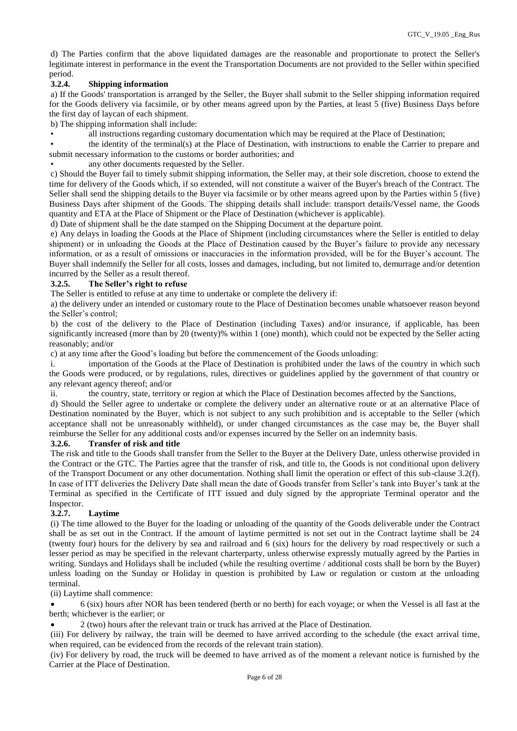d) The Parties confirm that the above liquidated damages are the reasonable and proportionate to protect the Seller's legitimate interest in performance in the event the Transportation Documents are not provided to the Seller within specified period.

### 3.2.4. Shipping information

a) If the Goods' transportation is arranged by the Seller, the Buyer shall submit to the Seller shipping information required for the Goods delivery via facsimile, or by other means agreed upon by the Parties, at least 5 (five) Business Days before the first day of laycan of each shipment.

b) The shipping information shall include:

- all instructions regarding customary documentation which may be required at the Place of Destination;
- the identity of the terminal(s) at the Place of Destination, with instructions to enable the Carrier to prepare and submit necessary information to the customs or border authorities; and
- any other documents requested by the Seller.

c) Should the Buyer fail to timely submit shipping information, the Seller may, at their sole discretion, choose to extend the time for delivery of the Goods which, if so extended, will not constitute a waiver of the Buyer's breach of the Contract. The Seller shall send the shipping details to the Buyer via facsimile or by other means agreed upon by the Parties within 5 (five) Business Days after shipment of the Goods. The shipping details shall include: transport details/Vessel name, the Goods quantity and ETA at the Place of Shipment or the Place of Destination (whichever is applicable).

d) Date of shipment shall be the date stamped on the Shipping Document at the departure point.

e) Any delays in loading the Goods at the Place of Shipment (including circumstances where the Seller is entitled to delay shipment) or in unloading the Goods at the Place of Destination caused by the Buyer's failure to provide any necessary information, or as a result of omissions or inaccuracies in the information provided, will be for the Buyer's account. The Buyer shall indemnify the Seller for all costs, losses and damages, including, but not limited to, demurrage and/or detention incurred by the Seller as a result thereof.

### 3.2.5. The Seller's right to refuse

The Seller is entitled to refuse at any time to undertake or complete the delivery if:

a) the delivery under an intended or customary route to the Place of Destination becomes unable whatsoever reason beyond the Seller's control;

b) the cost of the delivery to the Place of Destination (including Taxes) and/or insurance, if applicable, has been significantly increased (more than by 20 (twenty)% within 1 (one) month), which could not be expected by the Seller acting reasonably; and/or

c) at any time after the Good's loading but before the commencement of the Goods unloading:

i. importation of the Goods at the Place of Destination is prohibited under the laws of the country in which such the Goods were produced, or by regulations, rules, directives or guidelines applied by the government of that country or any relevant agency thereof; and/or

ii. the country, state, territory or region at which the Place of Destination becomes affected by the Sanctions,

d) Should the Seller agree to undertake or complete the delivery under an alternative route or at an alternative Place of Destination nominated by the Buyer, which is not subject to any such prohibition and is acceptable to the Seller (which acceptance shall not be unreasonably withheld), or under changed circumstances as the case may be, the Buyer shall reimburse the Seller for any additional costs and/or expenses incurred by the Seller on an indemnity basis.

### 3.2.6. Transfer of risk and title

The risk and title to the Goods shall transfer from the Seller to the Buyer at the Delivery Date, unless otherwise provided in the Contract or the GTC. The Parties agree that the transfer of risk, and title to, the Goods is not conditional upon delivery of the Transport Document or any other documentation. Nothing shall limit the operation or effect of this sub-clause 3.2(f). In case of ITT deliveries the Delivery Date shall mean the date of Goods transfer from Seller's tank into Buyer's tank at the Terminal as specified in the Certificate of ITT issued and duly signed by the appropriate Terminal operator and the Inspector.

### 3.2.7. Laytime

(i) The time allowed to the Buyer for the loading or unloading of the quantity of the Goods deliverable under the Contract shall be as set out in the Contract. If the amount of laytime permitted is not set out in the Contract laytime shall be 24 (twenty four) hours for the delivery by sea and railroad and 6 (six) hours for the delivery by road respectively or such a lesser period as may be specified in the relevant charterparty, unless otherwise expressly mutually agreed by the Parties in writing. Sundays and Holidays shall be included (while the resulting overtime / additional costs shall be born by the Buyer) unless loading on the Sunday or Holiday in question is prohibited by Law or regulation or custom at the unloading terminal.

(ii) Laytime shall commence:

- 6 (six) hours after NOR has been tendered (berth or no berth) for each voyage; or when the Vessel is all fast at the berth; whichever is the earlier; or
- 2 (two) hours after the relevant train or truck has arrived at the Place of Destination.

(iii) For delivery by railway, the train will be deemed to have arrived according to the schedule (the exact arrival time, when required, can be evidenced from the records of the relevant train station).

(iv) For delivery by road, the truck will be deemed to have arrived as of the moment a relevant notice is furnished by the Carrier at the Place of Destination.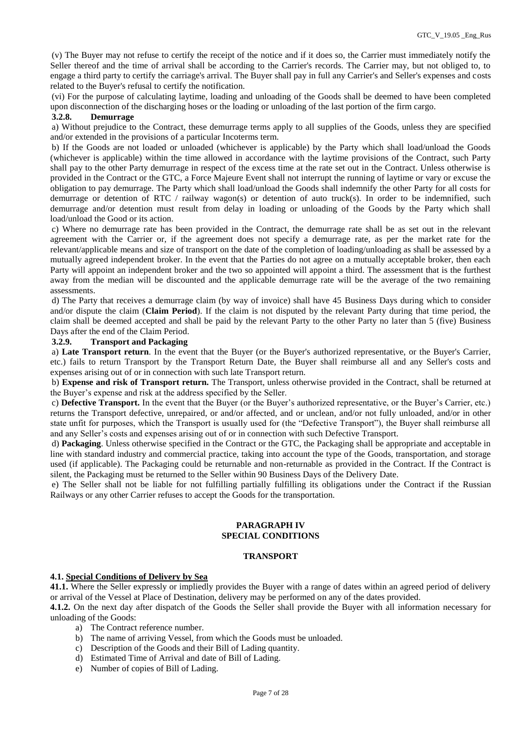(v) The Buyer may not refuse to certify the receipt of the notice and if it does so, the Carrier must immediately notify the Seller thereof and the time of arrival shall be according to the Carrier's records. The Carrier may, but not obliged to, to engage a third party to certify the carriage's arrival. The Buyer shall pay in full any Carrier's and Seller's expenses and costs related to the Buyer's refusal to certify the notification.

(vi) For the purpose of calculating laytime, loading and unloading of the Goods shall be deemed to have been completed upon disconnection of the discharging hoses or the loading or unloading of the last portion of the firm cargo.

**3.2.8. Demurrage**

a) Without prejudice to the Contract, these demurrage terms apply to all supplies of the Goods, unless they are specified and/or extended in the provisions of a particular Incoterms term.

b) If the Goods are not loaded or unloaded (whichever is applicable) by the Party which shall load/unload the Goods (whichever is applicable) within the time allowed in accordance with the laytime provisions of the Contract, such Party shall pay to the other Party demurrage in respect of the excess time at the rate set out in the Contract. Unless otherwise is provided in the Contract or the GTC, a Force Majeure Event shall not interrupt the running of laytime or vary or excuse the obligation to pay demurrage. The Party which shall load/unload the Goods shall indemnify the other Party for all costs for demurrage or detention of RTC / railway wagon(s) or detention of auto truck(s). In order to be indemnified, such demurrage and/or detention must result from delay in loading or unloading of the Goods by the Party which shall load/unload the Good or its action.

c) Where no demurrage rate has been provided in the Contract, the demurrage rate shall be as set out in the relevant agreement with the Carrier or, if the agreement does not specify a demurrage rate, as per the market rate for the relevant/applicable means and size of transport on the date of the completion of loading/unloading as shall be assessed by a mutually agreed independent broker. In the event that the Parties do not agree on a mutually acceptable broker, then each Party will appoint an independent broker and the two so appointed will appoint a third. The assessment that is the furthest away from the median will be discounted and the applicable demurrage rate will be the average of the two remaining assessments.

d) The Party that receives a demurrage claim (by way of invoice) shall have 45 Business Days during which to consider and/or dispute the claim (**Claim Period**). If the claim is not disputed by the relevant Party during that time period, the claim shall be deemed accepted and shall be paid by the relevant Party to the other Party no later than 5 (five) Business Days after the end of the Claim Period.

**3.2.9. Transport and Packaging**

a) **Late Transport return**. In the event that the Buyer (or the Buyer's authorized representative, or the Buyer's Carrier, etc.) fails to return Transport by the Transport Return Date, the Buyer shall reimburse all and any Seller's costs and expenses arising out of or in connection with such late Transport return.

b) **Expense and risk of Transport return.** The Transport, unless otherwise provided in the Contract, shall be returned at the Buyer's expense and risk at the address specified by the Seller.

c) **Defective Transport.** In the event that the Buyer (or the Buyer's authorized representative, or the Buyer's Carrier, etc.) returns the Transport defective, unrepaired, or and/or affected, and or unclean, and/or not fully unloaded, and/or in other state unfit for purposes, which the Transport is usually used for (the "Defective Transport"), the Buyer shall reimburse all and any Seller's costs and expenses arising out of or in connection with such Defective Transport.

d) **Packaging**. Unless otherwise specified in the Contract or the GTC, the Packaging shall be appropriate and acceptable in line with standard industry and commercial practice, taking into account the type of the Goods, transportation, and storage used (if applicable). The Packaging could be returnable and non-returnable as provided in the Contract. If the Contract is silent, the Packaging must be returned to the Seller within 90 Business Days of the Delivery Date.

e) The Seller shall not be liable for not fulfilling partially fulfilling its obligations under the Contract if the Russian Railways or any other Carrier refuses to accept the Goods for the transportation.

## PARAGRAPH IV
## SPECIAL CONDITIONS

### TRANSPORT

**4.1. Special Conditions of Delivery by Sea**

**41.1.** Where the Seller expressly or impliedly provides the Buyer with a range of dates within an agreed period of delivery or arrival of the Vessel at Place of Destination, delivery may be performed on any of the dates provided.

**4.1.2.** On the next day after dispatch of the Goods the Seller shall provide the Buyer with all information necessary for unloading of the Goods:

a) The Contract reference number.
b) The name of arriving Vessel, from which the Goods must be unloaded.
c) Description of the Goods and their Bill of Lading quantity.
d) Estimated Time of Arrival and date of Bill of Lading.
e) Number of copies of Bill of Lading.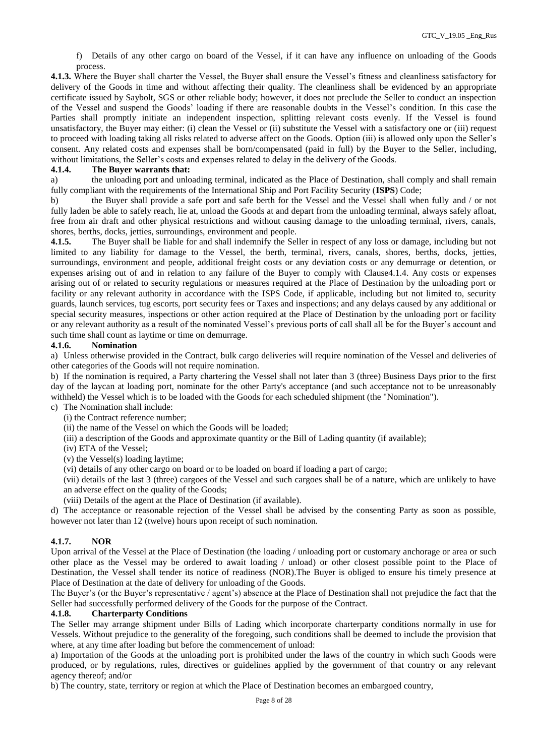f) Details of any other cargo on board of the Vessel, if it can have any influence on unloading of the Goods process.

**4.1.3.** Where the Buyer shall charter the Vessel, the Buyer shall ensure the Vessel's fitness and cleanliness satisfactory for delivery of the Goods in time and without affecting their quality. The cleanliness shall be evidenced by an appropriate certificate issued by Saybolt, SGS or other reliable body; however, it does not preclude the Seller to conduct an inspection of the Vessel and suspend the Goods' loading if there are reasonable doubts in the Vessel's condition. In this case the Parties shall promptly initiate an independent inspection, splitting relevant costs evenly. If the Vessel is found unsatisfactory, the Buyer may either: (i) clean the Vessel or (ii) substitute the Vessel with a satisfactory one or (iii) request to proceed with loading taking all risks related to adverse affect on the Goods. Option (iii) is allowed only upon the Seller's consent. Any related costs and expenses shall be born/compensated (paid in full) by the Buyer to the Seller, including, without limitations, the Seller's costs and expenses related to delay in the delivery of the Goods.

**4.1.4. The Buyer warrants that:**

a) the unloading port and unloading terminal, indicated as the Place of Destination, shall comply and shall remain fully compliant with the requirements of the International Ship and Port Facility Security (**ISPS**) Code;

b) the Buyer shall provide a safe port and safe berth for the Vessel and the Vessel shall when fully and / or not fully laden be able to safely reach, lie at, unload the Goods at and depart from the unloading terminal, always safely afloat, free from air draft and other physical restrictions and without causing damage to the unloading terminal, rivers, canals, shores, berths, docks, jetties, surroundings, environment and people.

**4.1.5.** The Buyer shall be liable for and shall indemnify the Seller in respect of any loss or damage, including but not limited to any liability for damage to the Vessel, the berth, terminal, rivers, canals, shores, berths, docks, jetties, surroundings, environment and people, additional freight costs or any deviation costs or any demurrage or detention, or expenses arising out of and in relation to any failure of the Buyer to comply with Clause4.1.4. Any costs or expenses arising out of or related to security regulations or measures required at the Place of Destination by the unloading port or facility or any relevant authority in accordance with the ISPS Code, if applicable, including but not limited to, security guards, launch services, tug escorts, port security fees or Taxes and inspections; and any delays caused by any additional or special security measures, inspections or other action required at the Place of Destination by the unloading port or facility or any relevant authority as a result of the nominated Vessel's previous ports of call shall all be for the Buyer's account and such time shall count as laytime or time on demurrage.

**4.1.6. Nomination**

a) Unless otherwise provided in the Contract, bulk cargo deliveries will require nomination of the Vessel and deliveries of other categories of the Goods will not require nomination.

b) If the nomination is required, a Party chartering the Vessel shall not later than 3 (three) Business Days prior to the first day of the laycan at loading port, nominate for the other Party's acceptance (and such acceptance not to be unreasonably withheld) the Vessel which is to be loaded with the Goods for each scheduled shipment (the "Nomination").

c) The Nomination shall include:

(i) the Contract reference number;

(ii) the name of the Vessel on which the Goods will be loaded;

(iii) a description of the Goods and approximate quantity or the Bill of Lading quantity (if available);

(iv) ETA of the Vessel;

(v) the Vessel(s) loading laytime;

(vi) details of any other cargo on board or to be loaded on board if loading a part of cargo;

(vii) details of the last 3 (three) cargoes of the Vessel and such cargoes shall be of a nature, which are unlikely to have an adverse effect on the quality of the Goods;

(viii) Details of the agent at the Place of Destination (if available).

d) The acceptance or reasonable rejection of the Vessel shall be advised by the consenting Party as soon as possible, however not later than 12 (twelve) hours upon receipt of such nomination.

**4.1.7. NOR**

Upon arrival of the Vessel at the Place of Destination (the loading / unloading port or customary anchorage or area or such other place as the Vessel may be ordered to await loading / unload) or other closest possible point to the Place of Destination, the Vessel shall tender its notice of readiness (NOR).The Buyer is obliged to ensure his timely presence at Place of Destination at the date of delivery for unloading of the Goods.

The Buyer's (or the Buyer's representative / agent's) absence at the Place of Destination shall not prejudice the fact that the Seller had successfully performed delivery of the Goods for the purpose of the Contract.

**4.1.8. Charterparty Conditions**

The Seller may arrange shipment under Bills of Lading which incorporate charterparty conditions normally in use for Vessels. Without prejudice to the generality of the foregoing, such conditions shall be deemed to include the provision that where, at any time after loading but before the commencement of unload:

a) Importation of the Goods at the unloading port is prohibited under the laws of the country in which such Goods were produced, or by regulations, rules, directives or guidelines applied by the government of that country or any relevant agency thereof; and/or

b) The country, state, territory or region at which the Place of Destination becomes an embargoed country,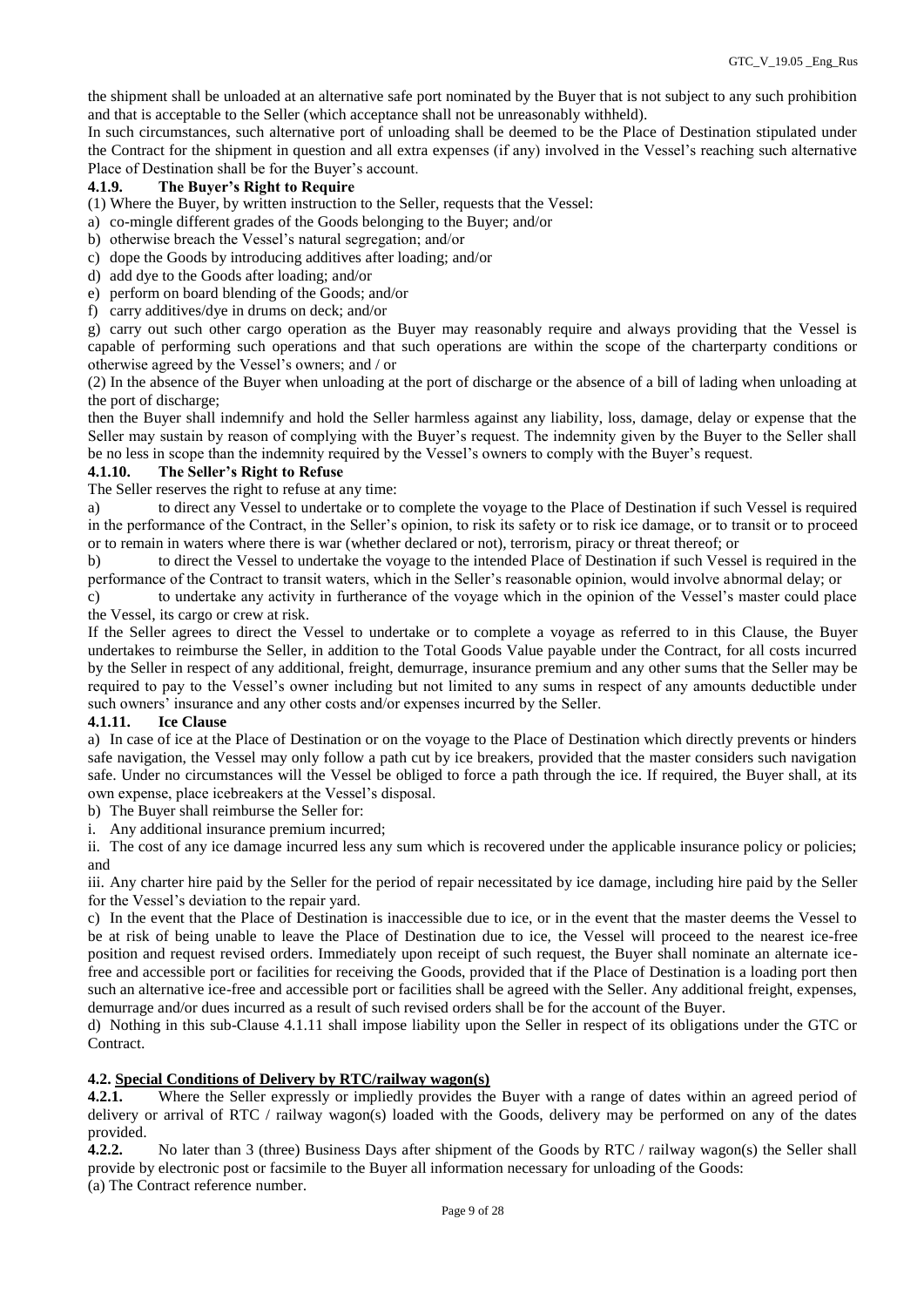the shipment shall be unloaded at an alternative safe port nominated by the Buyer that is not subject to any such prohibition and that is acceptable to the Seller (which acceptance shall not be unreasonably withheld).

In such circumstances, such alternative port of unloading shall be deemed to be the Place of Destination stipulated under the Contract for the shipment in question and all extra expenses (if any) involved in the Vessel's reaching such alternative Place of Destination shall be for the Buyer's account.

#### 4.1.9. The Buyer's Right to Require

(1) Where the Buyer, by written instruction to the Seller, requests that the Vessel:

a) co-mingle different grades of the Goods belonging to the Buyer; and/or

b) otherwise breach the Vessel's natural segregation; and/or

c) dope the Goods by introducing additives after loading; and/or

d) add dye to the Goods after loading; and/or

e) perform on board blending of the Goods; and/or

f) carry additives/dye in drums on deck; and/or

g) carry out such other cargo operation as the Buyer may reasonably require and always providing that the Vessel is capable of performing such operations and that such operations are within the scope of the charterparty conditions or otherwise agreed by the Vessel's owners; and / or

(2) In the absence of the Buyer when unloading at the port of discharge or the absence of a bill of lading when unloading at the port of discharge;

then the Buyer shall indemnify and hold the Seller harmless against any liability, loss, damage, delay or expense that the Seller may sustain by reason of complying with the Buyer's request. The indemnity given by the Buyer to the Seller shall be no less in scope than the indemnity required by the Vessel's owners to comply with the Buyer's request.

#### 4.1.10. The Seller's Right to Refuse

The Seller reserves the right to refuse at any time:

a) to direct any Vessel to undertake or to complete the voyage to the Place of Destination if such Vessel is required in the performance of the Contract, in the Seller's opinion, to risk its safety or to risk ice damage, or to transit or to proceed or to remain in waters where there is war (whether declared or not), terrorism, piracy or threat thereof; or

b) to direct the Vessel to undertake the voyage to the intended Place of Destination if such Vessel is required in the performance of the Contract to transit waters, which in the Seller's reasonable opinion, would involve abnormal delay; or

c) to undertake any activity in furtherance of the voyage which in the opinion of the Vessel's master could place the Vessel, its cargo or crew at risk.

If the Seller agrees to direct the Vessel to undertake or to complete a voyage as referred to in this Clause, the Buyer undertakes to reimburse the Seller, in addition to the Total Goods Value payable under the Contract, for all costs incurred by the Seller in respect of any additional, freight, demurrage, insurance premium and any other sums that the Seller may be required to pay to the Vessel's owner including but not limited to any sums in respect of any amounts deductible under such owners' insurance and any other costs and/or expenses incurred by the Seller.

#### 4.1.11. Ice Clause

a) In case of ice at the Place of Destination or on the voyage to the Place of Destination which directly prevents or hinders safe navigation, the Vessel may only follow a path cut by ice breakers, provided that the master considers such navigation safe. Under no circumstances will the Vessel be obliged to force a path through the ice. If required, the Buyer shall, at its own expense, place icebreakers at the Vessel's disposal.

b) The Buyer shall reimburse the Seller for:

i. Any additional insurance premium incurred;

ii. The cost of any ice damage incurred less any sum which is recovered under the applicable insurance policy or policies; and

iii. Any charter hire paid by the Seller for the period of repair necessitated by ice damage, including hire paid by the Seller for the Vessel's deviation to the repair yard.

c) In the event that the Place of Destination is inaccessible due to ice, or in the event that the master deems the Vessel to be at risk of being unable to leave the Place of Destination due to ice, the Vessel will proceed to the nearest ice-free position and request revised orders. Immediately upon receipt of such request, the Buyer shall nominate an alternate ice-free and accessible port or facilities for receiving the Goods, provided that if the Place of Destination is a loading port then such an alternative ice-free and accessible port or facilities shall be agreed with the Seller. Any additional freight, expenses, demurrage and/or dues incurred as a result of such revised orders shall be for the account of the Buyer.

d) Nothing in this sub-Clause 4.1.11 shall impose liability upon the Seller in respect of its obligations under the GTC or Contract.

### 4.2. Special Conditions of Delivery by RTC/railway wagon(s)

**4.2.1.** Where the Seller expressly or impliedly provides the Buyer with a range of dates within an agreed period of delivery or arrival of RTC / railway wagon(s) loaded with the Goods, delivery may be performed on any of the dates provided.

**4.2.2.** No later than 3 (three) Business Days after shipment of the Goods by RTC / railway wagon(s) the Seller shall provide by electronic post or facsimile to the Buyer all information necessary for unloading of the Goods:

(a) The Contract reference number.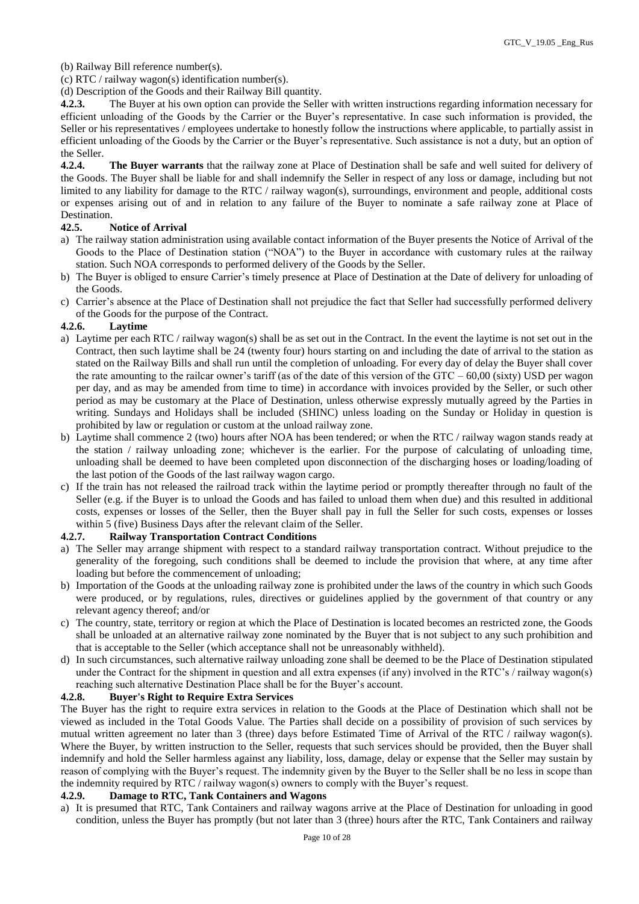(b) Railway Bill reference number(s).

(c) RTC / railway wagon(s) identification number(s).

(d) Description of the Goods and their Railway Bill quantity.

**4.2.3.** The Buyer at his own option can provide the Seller with written instructions regarding information necessary for efficient unloading of the Goods by the Carrier or the Buyer's representative. In case such information is provided, the Seller or his representatives / employees undertake to honestly follow the instructions where applicable, to partially assist in efficient unloading of the Goods by the Carrier or the Buyer's representative. Such assistance is not a duty, but an option of the Seller.

**4.2.4. The Buyer warrants** that the railway zone at Place of Destination shall be safe and well suited for delivery of the Goods. The Buyer shall be liable for and shall indemnify the Seller in respect of any loss or damage, including but not limited to any liability for damage to the RTC / railway wagon(s), surroundings, environment and people, additional costs or expenses arising out of and in relation to any failure of the Buyer to nominate a safe railway zone at Place of Destination.

**42.5. Notice of Arrival**

a) The railway station administration using available contact information of the Buyer presents the Notice of Arrival of the Goods to the Place of Destination station ("NOA") to the Buyer in accordance with customary rules at the railway station. Such NOA corresponds to performed delivery of the Goods by the Seller.

b) The Buyer is obliged to ensure Carrier's timely presence at Place of Destination at the Date of delivery for unloading of the Goods.

c) Carrier's absence at the Place of Destination shall not prejudice the fact that Seller had successfully performed delivery of the Goods for the purpose of the Contract.

**4.2.6. Laytime**

a) Laytime per each RTC / railway wagon(s) shall be as set out in the Contract. In the event the laytime is not set out in the Contract, then such laytime shall be 24 (twenty four) hours starting on and including the date of arrival to the station as stated on the Railway Bills and shall run until the completion of unloading. For every day of delay the Buyer shall cover the rate amounting to the railcar owner's tariff (as of the date of this version of the GTC – 60,00 (sixty) USD per wagon per day, and as may be amended from time to time) in accordance with invoices provided by the Seller, or such other period as may be customary at the Place of Destination, unless otherwise expressly mutually agreed by the Parties in writing. Sundays and Holidays shall be included (SHINC) unless loading on the Sunday or Holiday in question is prohibited by law or regulation or custom at the unload railway zone.

b) Laytime shall commence 2 (two) hours after NOA has been tendered; or when the RTC / railway wagon stands ready at the station / railway unloading zone; whichever is the earlier. For the purpose of calculating of unloading time, unloading shall be deemed to have been completed upon disconnection of the discharging hoses or loading/loading of the last potion of the Goods of the last railway wagon cargo.

c) If the train has not released the railroad track within the laytime period or promptly thereafter through no fault of the Seller (e.g. if the Buyer is to unload the Goods and has failed to unload them when due) and this resulted in additional costs, expenses or losses of the Seller, then the Buyer shall pay in full the Seller for such costs, expenses or losses within 5 (five) Business Days after the relevant claim of the Seller.

**4.2.7. Railway Transportation Contract Conditions**

a) The Seller may arrange shipment with respect to a standard railway transportation contract. Without prejudice to the generality of the foregoing, such conditions shall be deemed to include the provision that where, at any time after loading but before the commencement of unloading;

b) Importation of the Goods at the unloading railway zone is prohibited under the laws of the country in which such Goods were produced, or by regulations, rules, directives or guidelines applied by the government of that country or any relevant agency thereof; and/or

c) The country, state, territory or region at which the Place of Destination is located becomes an restricted zone, the Goods shall be unloaded at an alternative railway zone nominated by the Buyer that is not subject to any such prohibition and that is acceptable to the Seller (which acceptance shall not be unreasonably withheld).

d) In such circumstances, such alternative railway unloading zone shall be deemed to be the Place of Destination stipulated under the Contract for the shipment in question and all extra expenses (if any) involved in the RTC's / railway wagon(s) reaching such alternative Destination Place shall be for the Buyer's account.

**4.2.8. Buyer's Right to Require Extra Services**

The Buyer has the right to require extra services in relation to the Goods at the Place of Destination which shall not be viewed as included in the Total Goods Value. The Parties shall decide on a possibility of provision of such services by mutual written agreement no later than 3 (three) days before Estimated Time of Arrival of the RTC / railway wagon(s). Where the Buyer, by written instruction to the Seller, requests that such services should be provided, then the Buyer shall indemnify and hold the Seller harmless against any liability, loss, damage, delay or expense that the Seller may sustain by reason of complying with the Buyer's request. The indemnity given by the Buyer to the Seller shall be no less in scope than the indemnity required by RTC / railway wagon(s) owners to comply with the Buyer's request.

**4.2.9. Damage to RTC, Tank Containers and Wagons**

a) It is presumed that RTC, Tank Containers and railway wagons arrive at the Place of Destination for unloading in good condition, unless the Buyer has promptly (but not later than 3 (three) hours after the RTC, Tank Containers and railway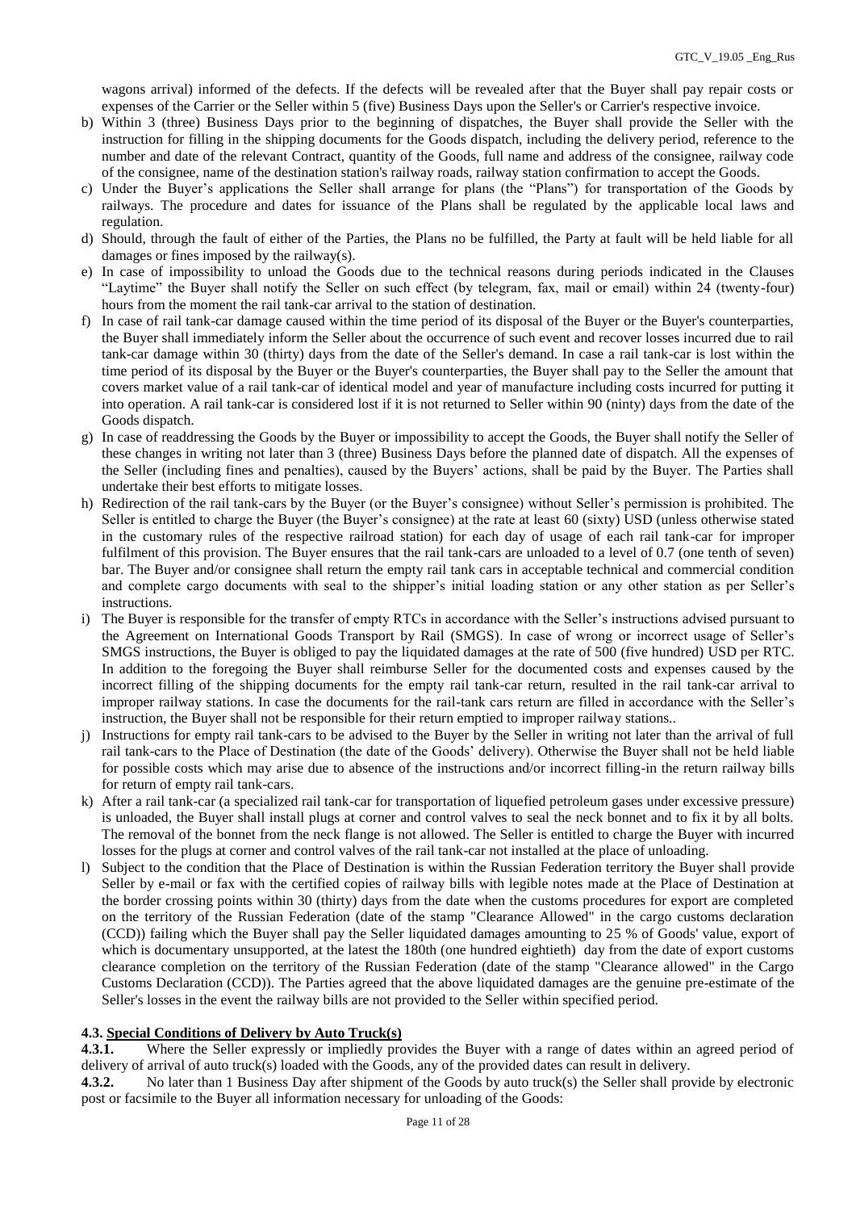wagons arrival) informed of the defects. If the defects will be revealed after that the Buyer shall pay repair costs or expenses of the Carrier or the Seller within 5 (five) Business Days upon the Seller's or Carrier's respective invoice.

b) Within 3 (three) Business Days prior to the beginning of dispatches, the Buyer shall provide the Seller with the instruction for filling in the shipping documents for the Goods dispatch, including the delivery period, reference to the number and date of the relevant Contract, quantity of the Goods, full name and address of the consignee, railway code of the consignee, name of the destination station's railway roads, railway station confirmation to accept the Goods.

c) Under the Buyer's applications the Seller shall arrange for plans (the "Plans") for transportation of the Goods by railways. The procedure and dates for issuance of the Plans shall be regulated by the applicable local laws and regulation.

d) Should, through the fault of either of the Parties, the Plans no be fulfilled, the Party at fault will be held liable for all damages or fines imposed by the railway(s).

e) In case of impossibility to unload the Goods due to the technical reasons during periods indicated in the Clauses "Laytime" the Buyer shall notify the Seller on such effect (by telegram, fax, mail or email) within 24 (twenty-four) hours from the moment the rail tank-car arrival to the station of destination.

f) In case of rail tank-car damage caused within the time period of its disposal of the Buyer or the Buyer's counterparties, the Buyer shall immediately inform the Seller about the occurrence of such event and recover losses incurred due to rail tank-car damage within 30 (thirty) days from the date of the Seller's demand. In case a rail tank-car is lost within the time period of its disposal by the Buyer or the Buyer's counterparties, the Buyer shall pay to the Seller the amount that covers market value of a rail tank-car of identical model and year of manufacture including costs incurred for putting it into operation. A rail tank-car is considered lost if it is not returned to Seller within 90 (ninty) days from the date of the Goods dispatch.

g) In case of readdressing the Goods by the Buyer or impossibility to accept the Goods, the Buyer shall notify the Seller of these changes in writing not later than 3 (three) Business Days before the planned date of dispatch. All the expenses of the Seller (including fines and penalties), caused by the Buyers' actions, shall be paid by the Buyer. The Parties shall undertake their best efforts to mitigate losses.

h) Redirection of the rail tank-cars by the Buyer (or the Buyer's consignee) without Seller's permission is prohibited. The Seller is entitled to charge the Buyer (the Buyer's consignee) at the rate at least 60 (sixty) USD (unless otherwise stated in the customary rules of the respective railroad station) for each day of usage of each rail tank-car for improper fulfilment of this provision. The Buyer ensures that the rail tank-cars are unloaded to a level of 0.7 (one tenth of seven) bar. The Buyer and/or consignee shall return the empty rail tank cars in acceptable technical and commercial condition and complete cargo documents with seal to the shipper's initial loading station or any other station as per Seller's instructions.

i) The Buyer is responsible for the transfer of empty RTCs in accordance with the Seller's instructions advised pursuant to the Agreement on International Goods Transport by Rail (SMGS). In case of wrong or incorrect usage of Seller's SMGS instructions, the Buyer is obliged to pay the liquidated damages at the rate of 500 (five hundred) USD per RTC. In addition to the foregoing the Buyer shall reimburse Seller for the documented costs and expenses caused by the incorrect filling of the shipping documents for the empty rail tank-car return, resulted in the rail tank-car arrival to improper railway stations. In case the documents for the rail-tank cars return are filled in accordance with the Seller's instruction, the Buyer shall not be responsible for their return emptied to improper railway stations..

j) Instructions for empty rail tank-cars to be advised to the Buyer by the Seller in writing not later than the arrival of full rail tank-cars to the Place of Destination (the date of the Goods' delivery). Otherwise the Buyer shall not be held liable for possible costs which may arise due to absence of the instructions and/or incorrect filling-in the return railway bills for return of empty rail tank-cars.

k) After a rail tank-car (a specialized rail tank-car for transportation of liquefied petroleum gases under excessive pressure) is unloaded, the Buyer shall install plugs at corner and control valves to seal the neck bonnet and to fix it by all bolts. The removal of the bonnet from the neck flange is not allowed. The Seller is entitled to charge the Buyer with incurred losses for the plugs at corner and control valves of the rail tank-car not installed at the place of unloading.

l) Subject to the condition that the Place of Destination is within the Russian Federation territory the Buyer shall provide Seller by e-mail or fax with the certified copies of railway bills with legible notes made at the Place of Destination at the border crossing points within 30 (thirty) days from the date when the customs procedures for export are completed on the territory of the Russian Federation (date of the stamp "Clearance Allowed" in the cargo customs declaration (CCD)) failing which the Buyer shall pay the Seller liquidated damages amounting to 25 % of Goods' value, export of which is documentary unsupported, at the latest the 180th (one hundred eightieth) day from the date of export customs clearance completion on the territory of the Russian Federation (date of the stamp "Clearance allowed" in the Cargo Customs Declaration (CCD)). The Parties agreed that the above liquidated damages are the genuine pre-estimate of the Seller's losses in the event the railway bills are not provided to the Seller within specified period.

### 4.3. Special Conditions of Delivery by Auto Truck(s)

**4.3.1.** Where the Seller expressly or impliedly provides the Buyer with a range of dates within an agreed period of delivery of arrival of auto truck(s) loaded with the Goods, any of the provided dates can result in delivery.

**4.3.2.** No later than 1 Business Day after shipment of the Goods by auto truck(s) the Seller shall provide by electronic post or facsimile to the Buyer all information necessary for unloading of the Goods: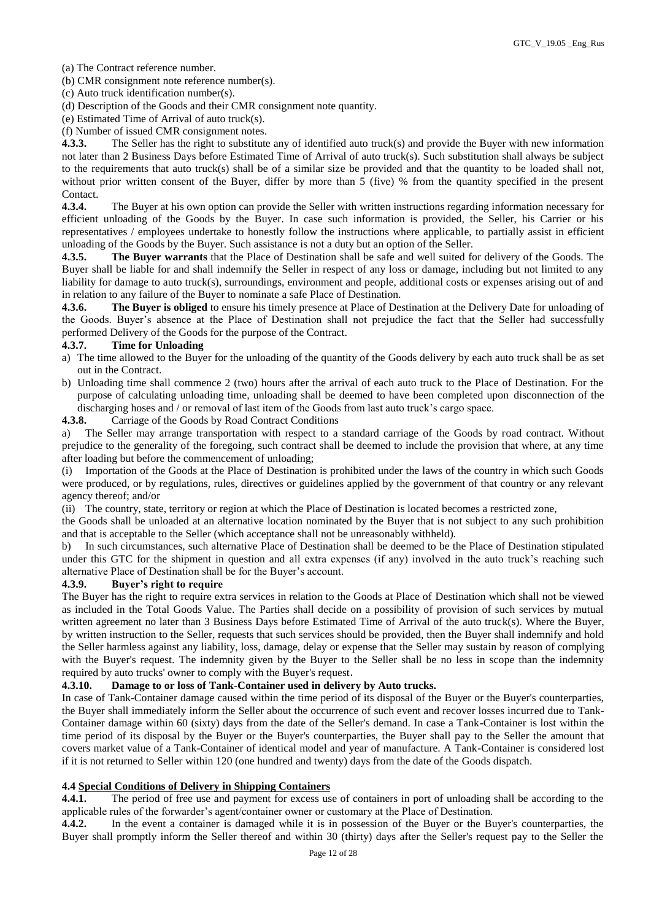(a) The Contract reference number.
(b) CMR consignment note reference number(s).
(c) Auto truck identification number(s).
(d) Description of the Goods and their CMR consignment note quantity.
(e) Estimated Time of Arrival of auto truck(s).
(f) Number of issued CMR consignment notes.

**4.3.3.** The Seller has the right to substitute any of identified auto truck(s) and provide the Buyer with new information not later than 2 Business Days before Estimated Time of Arrival of auto truck(s). Such substitution shall always be subject to the requirements that auto truck(s) shall be of a similar size be provided and that the quantity to be loaded shall not, without prior written consent of the Buyer, differ by more than 5 (five) % from the quantity specified in the present Contact.

**4.3.4.** The Buyer at his own option can provide the Seller with written instructions regarding information necessary for efficient unloading of the Goods by the Buyer. In case such information is provided, the Seller, his Carrier or his representatives / employees undertake to honestly follow the instructions where applicable, to partially assist in efficient unloading of the Goods by the Buyer. Such assistance is not a duty but an option of the Seller.

**4.3.5. The Buyer warrants** that the Place of Destination shall be safe and well suited for delivery of the Goods. The Buyer shall be liable for and shall indemnify the Seller in respect of any loss or damage, including but not limited to any liability for damage to auto truck(s), surroundings, environment and people, additional costs or expenses arising out of and in relation to any failure of the Buyer to nominate a safe Place of Destination.

**4.3.6. The Buyer is obliged** to ensure his timely presence at Place of Destination at the Delivery Date for unloading of the Goods. Buyer's absence at the Place of Destination shall not prejudice the fact that the Seller had successfully performed Delivery of the Goods for the purpose of the Contract.

**4.3.7. Time for Unloading**

a) The time allowed to the Buyer for the unloading of the quantity of the Goods delivery by each auto truck shall be as set out in the Contract.
b) Unloading time shall commence 2 (two) hours after the arrival of each auto truck to the Place of Destination. For the purpose of calculating unloading time, unloading shall be deemed to have been completed upon disconnection of the discharging hoses and / or removal of last item of the Goods from last auto truck's cargo space.

**4.3.8.** Carriage of the Goods by Road Contract Conditions

a) The Seller may arrange transportation with respect to a standard carriage of the Goods by road contract. Without prejudice to the generality of the foregoing, such contract shall be deemed to include the provision that where, at any time after loading but before the commencement of unloading;

(i) Importation of the Goods at the Place of Destination is prohibited under the laws of the country in which such Goods were produced, or by regulations, rules, directives or guidelines applied by the government of that country or any relevant agency thereof; and/or

(ii) The country, state, territory or region at which the Place of Destination is located becomes a restricted zone,

the Goods shall be unloaded at an alternative location nominated by the Buyer that is not subject to any such prohibition and that is acceptable to the Seller (which acceptance shall not be unreasonably withheld).

b) In such circumstances, such alternative Place of Destination shall be deemed to be the Place of Destination stipulated under this GTC for the shipment in question and all extra expenses (if any) involved in the auto truck's reaching such alternative Place of Destination shall be for the Buyer's account.

**4.3.9. Buyer's right to require**

The Buyer has the right to require extra services in relation to the Goods at Place of Destination which shall not be viewed as included in the Total Goods Value. The Parties shall decide on a possibility of provision of such services by mutual written agreement no later than 3 Business Days before Estimated Time of Arrival of the auto truck(s). Where the Buyer, by written instruction to the Seller, requests that such services should be provided, then the Buyer shall indemnify and hold the Seller harmless against any liability, loss, damage, delay or expense that the Seller may sustain by reason of complying with the Buyer's request. The indemnity given by the Buyer to the Seller shall be no less in scope than the indemnity required by auto trucks' owner to comply with the Buyer's request.

**4.3.10. Damage to or loss of Tank-Container used in delivery by Auto trucks.**

In case of Tank-Container damage caused within the time period of its disposal of the Buyer or the Buyer's counterparties, the Buyer shall immediately inform the Seller about the occurrence of such event and recover losses incurred due to Tank-Container damage within 60 (sixty) days from the date of the Seller's demand. In case a Tank-Container is lost within the time period of its disposal by the Buyer or the Buyer's counterparties, the Buyer shall pay to the Seller the amount that covers market value of a Tank-Container of identical model and year of manufacture. A Tank-Container is considered lost if it is not returned to Seller within 120 (one hundred and twenty) days from the date of the Goods dispatch.

**4.4 <u>Special Conditions of Delivery in Shipping Containers</u>**

**4.4.1.** The period of free use and payment for excess use of containers in port of unloading shall be according to the applicable rules of the forwarder's agent/container owner or customary at the Place of Destination.

**4.4.2.** In the event a container is damaged while it is in possession of the Buyer or the Buyer's counterparties, the Buyer shall promptly inform the Seller thereof and within 30 (thirty) days after the Seller's request pay to the Seller the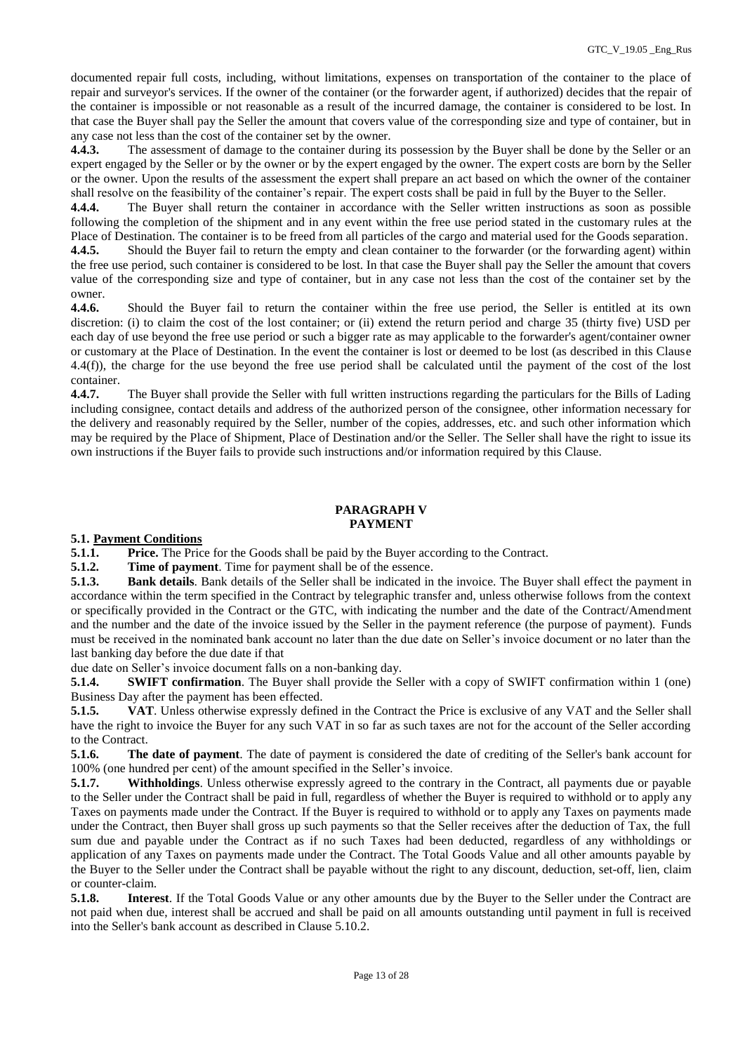documented repair full costs, including, without limitations, expenses on transportation of the container to the place of repair and surveyor's services. If the owner of the container (or the forwarder agent, if authorized) decides that the repair of the container is impossible or not reasonable as a result of the incurred damage, the container is considered to be lost. In that case the Buyer shall pay the Seller the amount that covers value of the corresponding size and type of container, but in any case not less than the cost of the container set by the owner.

**4.4.3.** The assessment of damage to the container during its possession by the Buyer shall be done by the Seller or an expert engaged by the Seller or by the owner or by the expert engaged by the owner. The expert costs are born by the Seller or the owner. Upon the results of the assessment the expert shall prepare an act based on which the owner of the container shall resolve on the feasibility of the container's repair. The expert costs shall be paid in full by the Buyer to the Seller.

**4.4.4.** The Buyer shall return the container in accordance with the Seller written instructions as soon as possible following the completion of the shipment and in any event within the free use period stated in the customary rules at the Place of Destination. The container is to be freed from all particles of the cargo and material used for the Goods separation.

**4.4.5.** Should the Buyer fail to return the empty and clean container to the forwarder (or the forwarding agent) within the free use period, such container is considered to be lost. In that case the Buyer shall pay the Seller the amount that covers value of the corresponding size and type of container, but in any case not less than the cost of the container set by the owner.

**4.4.6.** Should the Buyer fail to return the container within the free use period, the Seller is entitled at its own discretion: (i) to claim the cost of the lost container; or (ii) extend the return period and charge 35 (thirty five) USD per each day of use beyond the free use period or such a bigger rate as may applicable to the forwarder's agent/container owner or customary at the Place of Destination. In the event the container is lost or deemed to be lost (as described in this Clause 4.4(f)), the charge for the use beyond the free use period shall be calculated until the payment of the cost of the lost container.

**4.4.7.** The Buyer shall provide the Seller with full written instructions regarding the particulars for the Bills of Lading including consignee, contact details and address of the authorized person of the consignee, other information necessary for the delivery and reasonably required by the Seller, number of the copies, addresses, etc. and such other information which may be required by the Place of Shipment, Place of Destination and/or the Seller. The Seller shall have the right to issue its own instructions if the Buyer fails to provide such instructions and/or information required by this Clause.

## PARAGRAPH V
## PAYMENT

**5.1. Payment Conditions**

**5.1.1. Price.** The Price for the Goods shall be paid by the Buyer according to the Contract.

**5.1.2. Time of payment**. Time for payment shall be of the essence.

**5.1.3. Bank details**. Bank details of the Seller shall be indicated in the invoice. The Buyer shall effect the payment in accordance within the term specified in the Contract by telegraphic transfer and, unless otherwise follows from the context or specifically provided in the Contract or the GTC, with indicating the number and the date of the Contract/Amendment and the number and the date of the invoice issued by the Seller in the payment reference (the purpose of payment). Funds must be received in the nominated bank account no later than the due date on Seller's invoice document or no later than the last banking day before the due date if that due date on Seller's invoice document falls on a non-banking day.

**5.1.4. SWIFT confirmation**. The Buyer shall provide the Seller with a copy of SWIFT confirmation within 1 (one) Business Day after the payment has been effected.

**5.1.5. VAT**. Unless otherwise expressly defined in the Contract the Price is exclusive of any VAT and the Seller shall have the right to invoice the Buyer for any such VAT in so far as such taxes are not for the account of the Seller according to the Contract.

**5.1.6. The date of payment**. The date of payment is considered the date of crediting of the Seller's bank account for 100% (one hundred per cent) of the amount specified in the Seller's invoice.

**5.1.7. Withholdings**. Unless otherwise expressly agreed to the contrary in the Contract, all payments due or payable to the Seller under the Contract shall be paid in full, regardless of whether the Buyer is required to withhold or to apply any Taxes on payments made under the Contract. If the Buyer is required to withhold or to apply any Taxes on payments made under the Contract, then Buyer shall gross up such payments so that the Seller receives after the deduction of Tax, the full sum due and payable under the Contract as if no such Taxes had been deducted, regardless of any withholdings or application of any Taxes on payments made under the Contract. The Total Goods Value and all other amounts payable by the Buyer to the Seller under the Contract shall be payable without the right to any discount, deduction, set-off, lien, claim or counter-claim.

**5.1.8. Interest**. If the Total Goods Value or any other amounts due by the Buyer to the Seller under the Contract are not paid when due, interest shall be accrued and shall be paid on all amounts outstanding until payment in full is received into the Seller's bank account as described in Clause 5.10.2.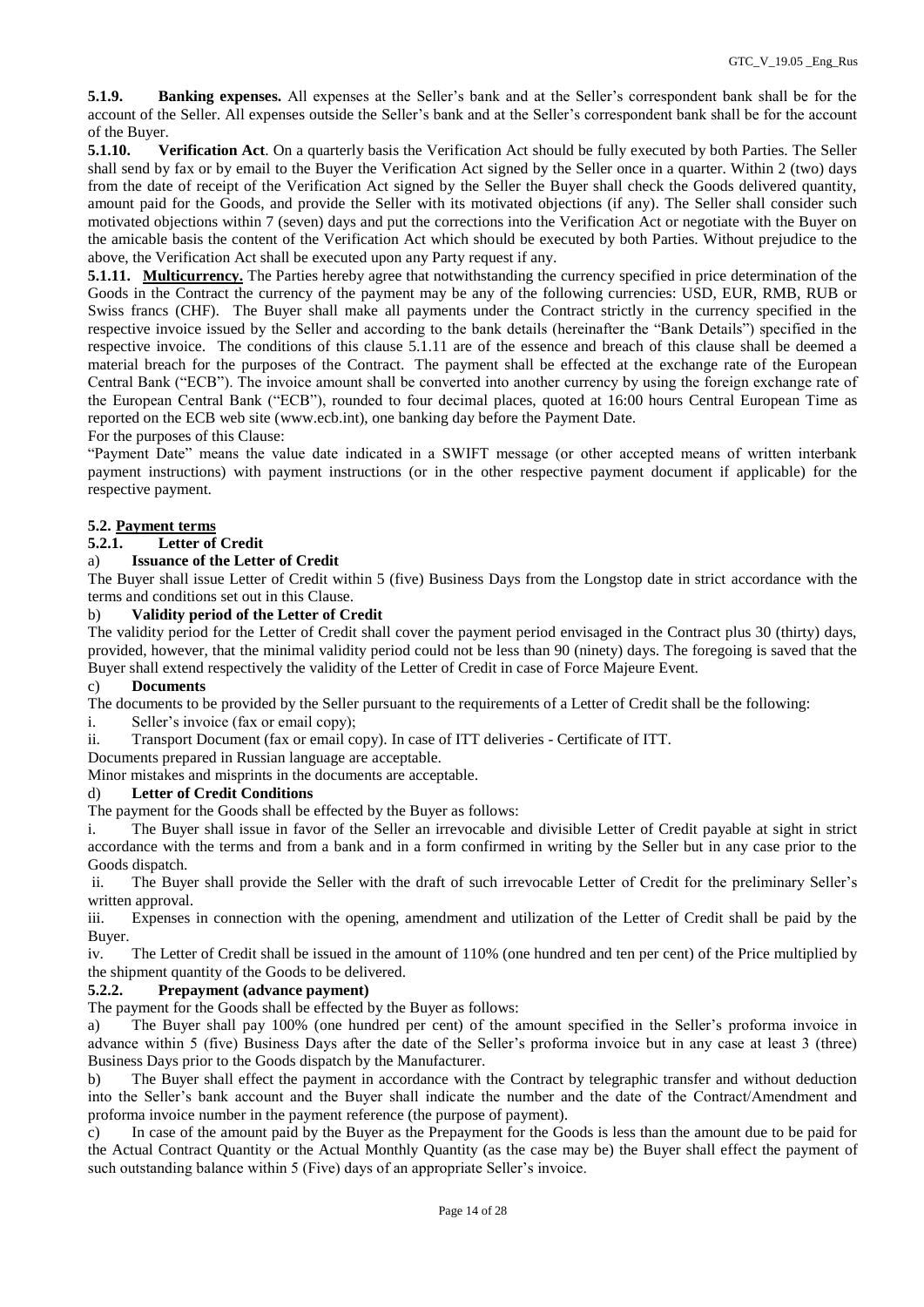**5.1.9. Banking expenses.** All expenses at the Seller's bank and at the Seller's correspondent bank shall be for the account of the Seller. All expenses outside the Seller's bank and at the Seller's correspondent bank shall be for the account of the Buyer.

**5.1.10. Verification Act**. On a quarterly basis the Verification Act should be fully executed by both Parties. The Seller shall send by fax or by email to the Buyer the Verification Act signed by the Seller once in a quarter. Within 2 (two) days from the date of receipt of the Verification Act signed by the Seller the Buyer shall check the Goods delivered quantity, amount paid for the Goods, and provide the Seller with its motivated objections (if any). The Seller shall consider such motivated objections within 7 (seven) days and put the corrections into the Verification Act or negotiate with the Buyer on the amicable basis the content of the Verification Act which should be executed by both Parties. Without prejudice to the above, the Verification Act shall be executed upon any Party request if any.

**5.1.11. <u>Multicurrency.</u>** The Parties hereby agree that notwithstanding the currency specified in price determination of the Goods in the Contract the currency of the payment may be any of the following currencies: USD, EUR, RMB, RUB or Swiss francs (CHF). The Buyer shall make all payments under the Contract strictly in the currency specified in the respective invoice issued by the Seller and according to the bank details (hereinafter the "Bank Details") specified in the respective invoice. The conditions of this clause 5.1.11 are of the essence and breach of this clause shall be deemed a material breach for the purposes of the Contract. The payment shall be effected at the exchange rate of the European Central Bank ("ECB"). The invoice amount shall be converted into another currency by using the foreign exchange rate of the European Central Bank ("ECB"), rounded to four decimal places, quoted at 16:00 hours Central European Time as reported on the ECB web site (www.ecb.int), one banking day before the Payment Date.

For the purposes of this Clause:

"Payment Date" means the value date indicated in a SWIFT message (or other accepted means of written interbank payment instructions) with payment instructions (or in the other respective payment document if applicable) for the respective payment.

**5.2. <u>Payment terms</u>**

**5.2.1. Letter of Credit**

a) **Issuance of the Letter of Credit**

The Buyer shall issue Letter of Credit within 5 (five) Business Days from the Longstop date in strict accordance with the terms and conditions set out in this Clause.

b) **Validity period of the Letter of Credit**

The validity period for the Letter of Credit shall cover the payment period envisaged in the Contract plus 30 (thirty) days, provided, however, that the minimal validity period could not be less than 90 (ninety) days. The foregoing is saved that the Buyer shall extend respectively the validity of the Letter of Credit in case of Force Majeure Event.

c) **Documents**

The documents to be provided by the Seller pursuant to the requirements of a Letter of Credit shall be the following:

i. Seller's invoice (fax or email copy);

ii. Transport Document (fax or email copy). In case of ITT deliveries - Certificate of ITT.

Documents prepared in Russian language are acceptable.

Minor mistakes and misprints in the documents are acceptable.

d) **Letter of Credit Conditions**

The payment for the Goods shall be effected by the Buyer as follows:

i. The Buyer shall issue in favor of the Seller an irrevocable and divisible Letter of Credit payable at sight in strict accordance with the terms and from a bank and in a form confirmed in writing by the Seller but in any case prior to the Goods dispatch.

ii. The Buyer shall provide the Seller with the draft of such irrevocable Letter of Credit for the preliminary Seller's written approval.

iii. Expenses in connection with the opening, amendment and utilization of the Letter of Credit shall be paid by the Buyer.

iv. The Letter of Credit shall be issued in the amount of 110% (one hundred and ten per cent) of the Price multiplied by the shipment quantity of the Goods to be delivered.

**5.2.2. Prepayment (advance payment)**

The payment for the Goods shall be effected by the Buyer as follows:

a) The Buyer shall pay 100% (one hundred per cent) of the amount specified in the Seller's proforma invoice in advance within 5 (five) Business Days after the date of the Seller's proforma invoice but in any case at least 3 (three) Business Days prior to the Goods dispatch by the Manufacturer.

b) The Buyer shall effect the payment in accordance with the Contract by telegraphic transfer and without deduction into the Seller's bank account and the Buyer shall indicate the number and the date of the Contract/Amendment and proforma invoice number in the payment reference (the purpose of payment).

c) In case of the amount paid by the Buyer as the Prepayment for the Goods is less than the amount due to be paid for the Actual Contract Quantity or the Actual Monthly Quantity (as the case may be) the Buyer shall effect the payment of such outstanding balance within 5 (Five) days of an appropriate Seller's invoice.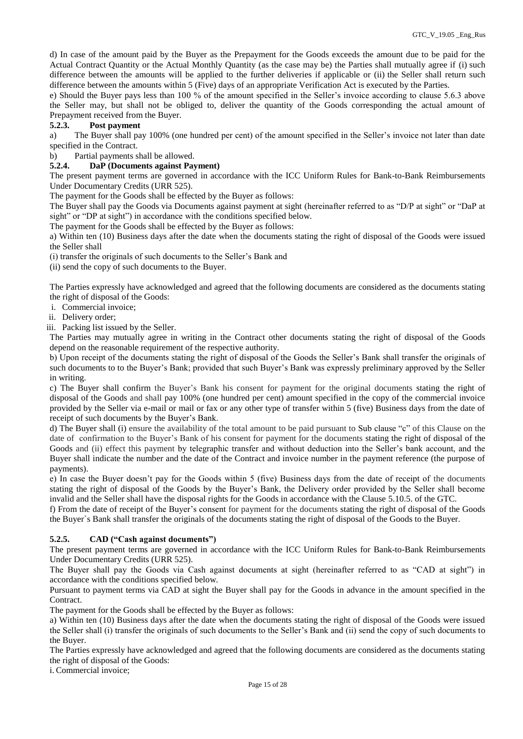d) In case of the amount paid by the Buyer as the Prepayment for the Goods exceeds the amount due to be paid for the Actual Contract Quantity or the Actual Monthly Quantity (as the case may be) the Parties shall mutually agree if (i) such difference between the amounts will be applied to the further deliveries if applicable or (ii) the Seller shall return such difference between the amounts within 5 (Five) days of an appropriate Verification Act is executed by the Parties.

e) Should the Buyer pays less than 100 % of the amount specified in the Seller's invoice according to clause 5.6.3 above the Seller may, but shall not be obliged to, deliver the quantity of the Goods corresponding the actual amount of Prepayment received from the Buyer.

#### 5.2.3. Post payment

a) The Buyer shall pay 100% (one hundred per cent) of the amount specified in the Seller's invoice not later than date specified in the Contract.

b) Partial payments shall be allowed.

#### 5.2.4. DaP (Documents against Payment)

The present payment terms are governed in accordance with the ICC Uniform Rules for Bank-to-Bank Reimbursements Under Documentary Credits (URR 525).

The payment for the Goods shall be effected by the Buyer as follows:

The Buyer shall pay the Goods via Documents against payment at sight (hereinafter referred to as "D/P at sight" or "DaP at sight" or "DP at sight") in accordance with the conditions specified below.

The payment for the Goods shall be effected by the Buyer as follows:

a) Within ten (10) Business days after the date when the documents stating the right of disposal of the Goods were issued the Seller shall

(i) transfer the originals of such documents to the Seller's Bank and

(ii) send the copy of such documents to the Buyer.

The Parties expressly have acknowledged and agreed that the following documents are considered as the documents stating the right of disposal of the Goods:

i. Commercial invoice;
ii. Delivery order;
iii. Packing list issued by the Seller.

The Parties may mutually agree in writing in the Contract other documents stating the right of disposal of the Goods depend on the reasonable requirement of the respective authority.

b) Upon receipt of the documents stating the right of disposal of the Goods the Seller's Bank shall transfer the originals of such documents to to the Buyer's Bank; provided that such Buyer's Bank was expressly preliminary approved by the Seller in writing.

c) The Buyer shall confirm the Buyer's Bank his consent for payment for the original documents stating the right of disposal of the Goods and shall pay 100% (one hundred per cent) amount specified in the copy of the commercial invoice provided by the Seller via e-mail or mail or fax or any other type of transfer within 5 (five) Business days from the date of receipt of such documents by the Buyer's Bank.

d) The Buyer shall (i) ensure the availability of the total amount to be paid pursuant to Sub clause "c" of this Clause on the date of confirmation to the Buyer's Bank of his consent for payment for the documents stating the right of disposal of the Goods and (ii) effect this payment by telegraphic transfer and without deduction into the Seller's bank account, and the Buyer shall indicate the number and the date of the Contract and invoice number in the payment reference (the purpose of payments).

e) In case the Buyer doesn't pay for the Goods within 5 (five) Business days from the date of receipt of the documents stating the right of disposal of the Goods by the Buyer's Bank, the Delivery order provided by the Seller shall become invalid and the Seller shall have the disposal rights for the Goods in accordance with the Clause 5.10.5. of the GTC.

f) From the date of receipt of the Buyer's consent for payment for the documents stating the right of disposal of the Goods the Buyer`s Bank shall transfer the originals of the documents stating the right of disposal of the Goods to the Buyer.

#### 5.2.5. CAD ("Cash against documents")

The present payment terms are governed in accordance with the ICC Uniform Rules for Bank-to-Bank Reimbursements Under Documentary Credits (URR 525).

The Buyer shall pay the Goods via Cash against documents at sight (hereinafter referred to as "CAD at sight") in accordance with the conditions specified below.

Pursuant to payment terms via CAD at sight the Buyer shall pay for the Goods in advance in the amount specified in the Contract.

The payment for the Goods shall be effected by the Buyer as follows:

a) Within ten (10) Business days after the date when the documents stating the right of disposal of the Goods were issued the Seller shall (i) transfer the originals of such documents to the Seller's Bank and (ii) send the copy of such documents to the Buyer.

The Parties expressly have acknowledged and agreed that the following documents are considered as the documents stating the right of disposal of the Goods:

i. Commercial invoice;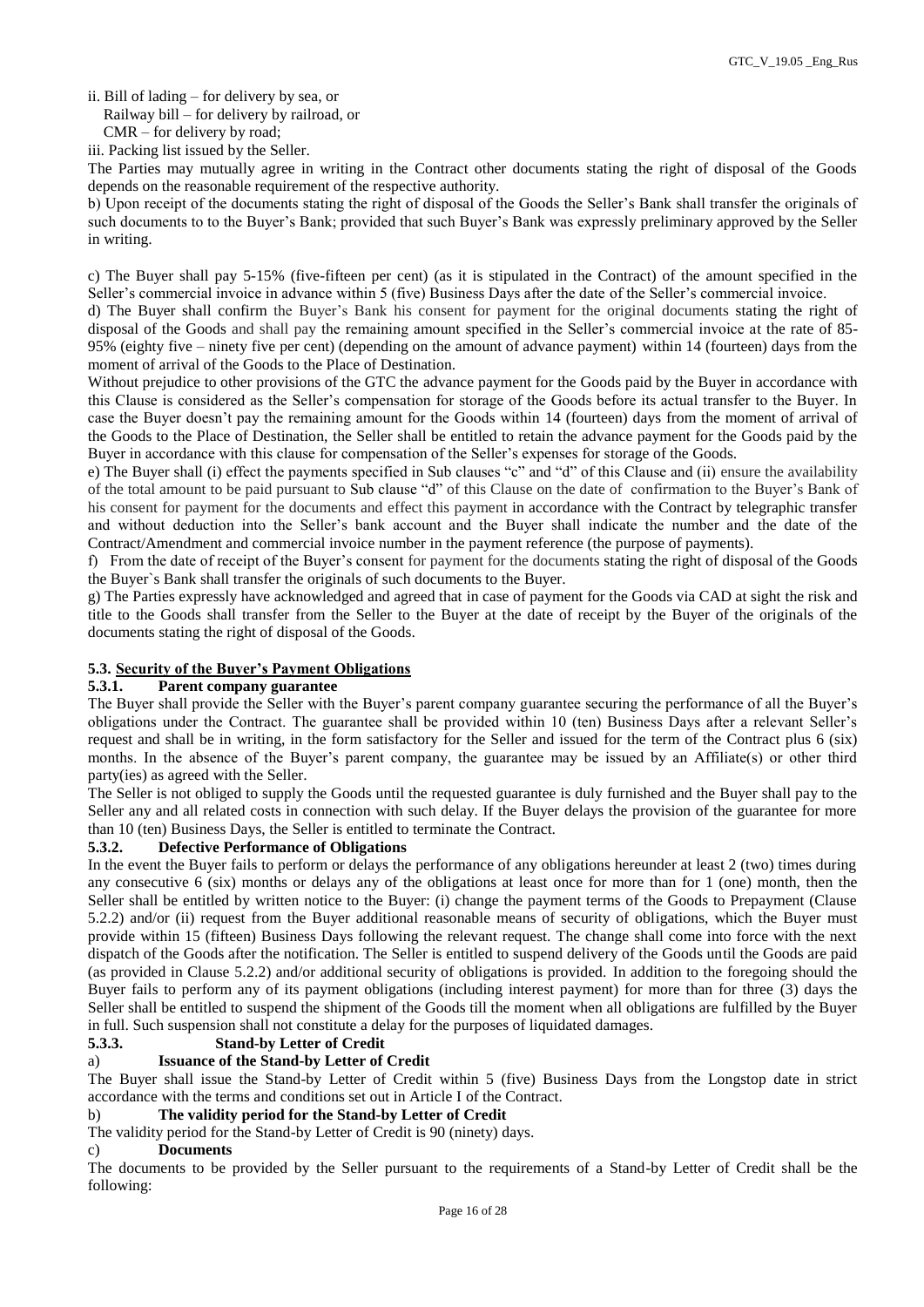ii. Bill of lading – for delivery by sea, or

Railway bill – for delivery by railroad, or

CMR – for delivery by road;

iii. Packing list issued by the Seller.

The Parties may mutually agree in writing in the Contract other documents stating the right of disposal of the Goods depends on the reasonable requirement of the respective authority.

b) Upon receipt of the documents stating the right of disposal of the Goods the Seller's Bank shall transfer the originals of such documents to to the Buyer's Bank; provided that such Buyer's Bank was expressly preliminary approved by the Seller in writing.

c) The Buyer shall pay 5-15% (five-fifteen per cent) (as it is stipulated in the Contract) of the amount specified in the Seller's commercial invoice in advance within 5 (five) Business Days after the date of the Seller's commercial invoice.

d) The Buyer shall confirm the Buyer's Bank his consent for payment for the original documents stating the right of disposal of the Goods and shall pay the remaining amount specified in the Seller's commercial invoice at the rate of 85-95% (eighty five – ninety five per cent) (depending on the amount of advance payment) within 14 (fourteen) days from the moment of arrival of the Goods to the Place of Destination.

Without prejudice to other provisions of the GTC the advance payment for the Goods paid by the Buyer in accordance with this Clause is considered as the Seller's compensation for storage of the Goods before its actual transfer to the Buyer. In case the Buyer doesn't pay the remaining amount for the Goods within 14 (fourteen) days from the moment of arrival of the Goods to the Place of Destination, the Seller shall be entitled to retain the advance payment for the Goods paid by the Buyer in accordance with this clause for compensation of the Seller's expenses for storage of the Goods.

e) The Buyer shall (i) effect the payments specified in Sub clauses "c" and "d" of this Clause and (ii) ensure the availability of the total amount to be paid pursuant to Sub clause "d" of this Clause on the date of confirmation to the Buyer's Bank of his consent for payment for the documents and effect this payment in accordance with the Contract by telegraphic transfer and without deduction into the Seller's bank account and the Buyer shall indicate the number and the date of the Contract/Amendment and commercial invoice number in the payment reference (the purpose of payments).

f) From the date of receipt of the Buyer's consent for payment for the documents stating the right of disposal of the Goods the Buyer`s Bank shall transfer the originals of such documents to the Buyer.

g) The Parties expressly have acknowledged and agreed that in case of payment for the Goods via CAD at sight the risk and title to the Goods shall transfer from the Seller to the Buyer at the date of receipt by the Buyer of the originals of the documents stating the right of disposal of the Goods.

### 5.3. Security of the Buyer's Payment Obligations

#### 5.3.1. Parent company guarantee

The Buyer shall provide the Seller with the Buyer's parent company guarantee securing the performance of all the Buyer's obligations under the Contract. The guarantee shall be provided within 10 (ten) Business Days after a relevant Seller's request and shall be in writing, in the form satisfactory for the Seller and issued for the term of the Contract plus 6 (six) months. In the absence of the Buyer's parent company, the guarantee may be issued by an Affiliate(s) or other third party(ies) as agreed with the Seller.

The Seller is not obliged to supply the Goods until the requested guarantee is duly furnished and the Buyer shall pay to the Seller any and all related costs in connection with such delay. If the Buyer delays the provision of the guarantee for more than 10 (ten) Business Days, the Seller is entitled to terminate the Contract.

#### 5.3.2. Defective Performance of Obligations

In the event the Buyer fails to perform or delays the performance of any obligations hereunder at least 2 (two) times during any consecutive 6 (six) months or delays any of the obligations at least once for more than for 1 (one) month, then the Seller shall be entitled by written notice to the Buyer: (i) change the payment terms of the Goods to Prepayment (Clause 5.2.2) and/or (ii) request from the Buyer additional reasonable means of security of obligations, which the Buyer must provide within 15 (fifteen) Business Days following the relevant request. The change shall come into force with the next dispatch of the Goods after the notification. The Seller is entitled to suspend delivery of the Goods until the Goods are paid (as provided in Clause 5.2.2) and/or additional security of obligations is provided. In addition to the foregoing should the Buyer fails to perform any of its payment obligations (including interest payment) for more than for three (3) days the Seller shall be entitled to suspend the shipment of the Goods till the moment when all obligations are fulfilled by the Buyer in full. Such suspension shall not constitute a delay for the purposes of liquidated damages.

#### 5.3.3. Stand-by Letter of Credit

a) **Issuance of the Stand-by Letter of Credit**

The Buyer shall issue the Stand-by Letter of Credit within 5 (five) Business Days from the Longstop date in strict accordance with the terms and conditions set out in Article I of the Contract.

b) **The validity period for the Stand-by Letter of Credit**

The validity period for the Stand-by Letter of Credit is 90 (ninety) days.

c) **Documents**

The documents to be provided by the Seller pursuant to the requirements of a Stand-by Letter of Credit shall be the following: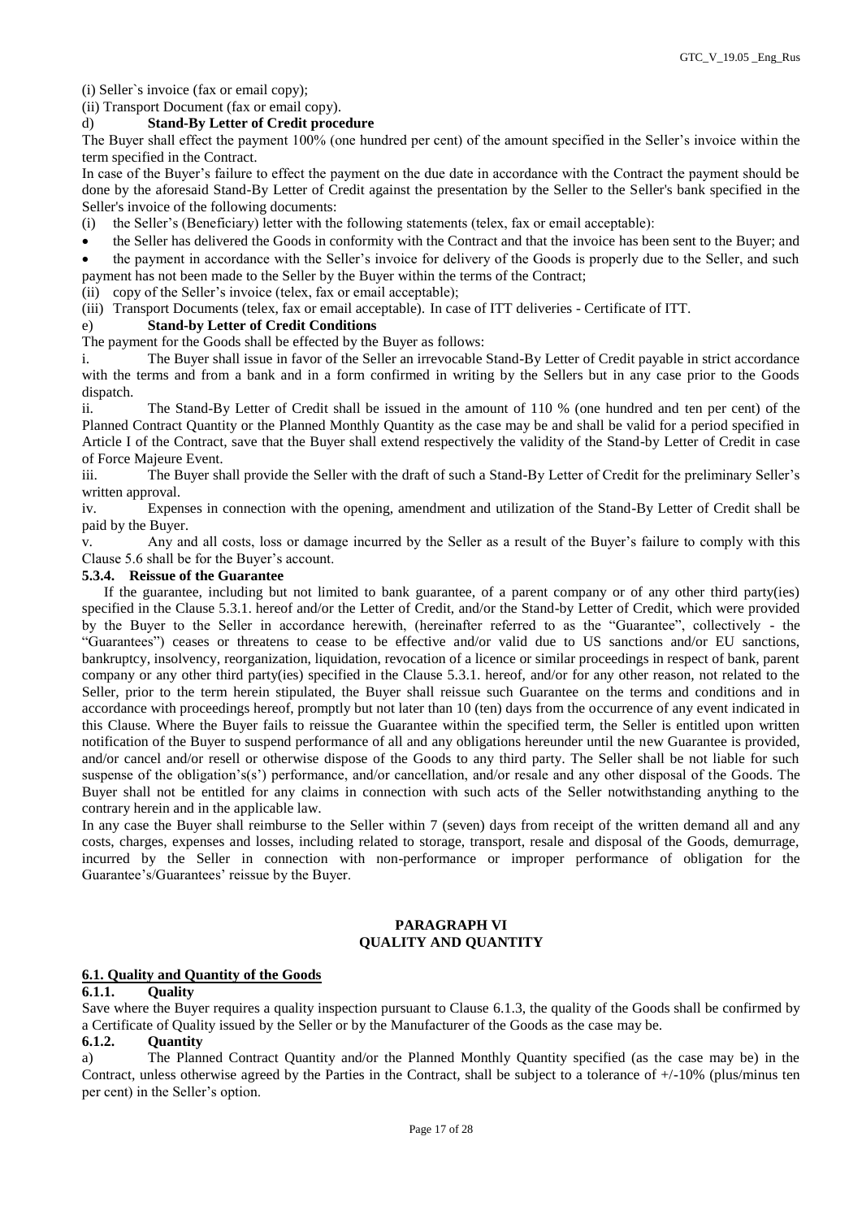(i) Seller`s invoice (fax or email copy);

(ii) Transport Document (fax or email copy).

d) **Stand-By Letter of Credit procedure**

The Buyer shall effect the payment 100% (one hundred per cent) of the amount specified in the Seller's invoice within the term specified in the Contract.

In case of the Buyer's failure to effect the payment on the due date in accordance with the Contract the payment should be done by the aforesaid Stand-By Letter of Credit against the presentation by the Seller to the Seller's bank specified in the Seller's invoice of the following documents:

(i) the Seller's (Beneficiary) letter with the following statements (telex, fax or email acceptable):

- the Seller has delivered the Goods in conformity with the Contract and that the invoice has been sent to the Buyer; and
- the payment in accordance with the Seller's invoice for delivery of the Goods is properly due to the Seller, and such payment has not been made to the Seller by the Buyer within the terms of the Contract;

(ii) copy of the Seller's invoice (telex, fax or email acceptable);

(iii) Transport Documents (telex, fax or email acceptable). In case of ITT deliveries - Certificate of ITT.

e) **Stand-by Letter of Credit Conditions**

The payment for the Goods shall be effected by the Buyer as follows:

i. The Buyer shall issue in favor of the Seller an irrevocable Stand-By Letter of Credit payable in strict accordance with the terms and from a bank and in a form confirmed in writing by the Sellers but in any case prior to the Goods dispatch.

ii. The Stand-By Letter of Credit shall be issued in the amount of 110 % (one hundred and ten per cent) of the Planned Contract Quantity or the Planned Monthly Quantity as the case may be and shall be valid for a period specified in Article I of the Contract, save that the Buyer shall extend respectively the validity of the Stand-by Letter of Credit in case of Force Majeure Event.

iii. The Buyer shall provide the Seller with the draft of such a Stand-By Letter of Credit for the preliminary Seller's written approval.

iv. Expenses in connection with the opening, amendment and utilization of the Stand-By Letter of Credit shall be paid by the Buyer.

v. Any and all costs, loss or damage incurred by the Seller as a result of the Buyer's failure to comply with this Clause 5.6 shall be for the Buyer's account.

#### 5.3.4. Reissue of the Guarantee

If the guarantee, including but not limited to bank guarantee, of a parent company or of any other third party(ies) specified in the Clause 5.3.1. hereof and/or the Letter of Credit, and/or the Stand-by Letter of Credit, which were provided by the Buyer to the Seller in accordance herewith, (hereinafter referred to as the "Guarantee", collectively - the "Guarantees") ceases or threatens to cease to be effective and/or valid due to US sanctions and/or EU sanctions, bankruptcy, insolvency, reorganization, liquidation, revocation of a licence or similar proceedings in respect of bank, parent company or any other third party(ies) specified in the Clause 5.3.1. hereof, and/or for any other reason, not related to the Seller, prior to the term herein stipulated, the Buyer shall reissue such Guarantee on the terms and conditions and in accordance with proceedings hereof, promptly but not later than 10 (ten) days from the occurrence of any event indicated in this Clause. Where the Buyer fails to reissue the Guarantee within the specified term, the Seller is entitled upon written notification of the Buyer to suspend performance of all and any obligations hereunder until the new Guarantee is provided, and/or cancel and/or resell or otherwise dispose of the Goods to any third party. The Seller shall be not liable for such suspense of the obligation's(s') performance, and/or cancellation, and/or resale and any other disposal of the Goods. The Buyer shall not be entitled for any claims in connection with such acts of the Seller notwithstanding anything to the contrary herein and in the applicable law.

In any case the Buyer shall reimburse to the Seller within 7 (seven) days from receipt of the written demand all and any costs, charges, expenses and losses, including related to storage, transport, resale and disposal of the Goods, demurrage, incurred by the Seller in connection with non-performance or improper performance of obligation for the Guarantee's/Guarantees' reissue by the Buyer.

## PARAGRAPH VI
## QUALITY AND QUANTITY

### 6.1. Quality and Quantity of the Goods

#### 6.1.1. Quality

Save where the Buyer requires a quality inspection pursuant to Clause 6.1.3, the quality of the Goods shall be confirmed by a Certificate of Quality issued by the Seller or by the Manufacturer of the Goods as the case may be.

#### 6.1.2. Quantity

a) The Planned Contract Quantity and/or the Planned Monthly Quantity specified (as the case may be) in the Contract, unless otherwise agreed by the Parties in the Contract, shall be subject to a tolerance of +/-10% (plus/minus ten per cent) in the Seller's option.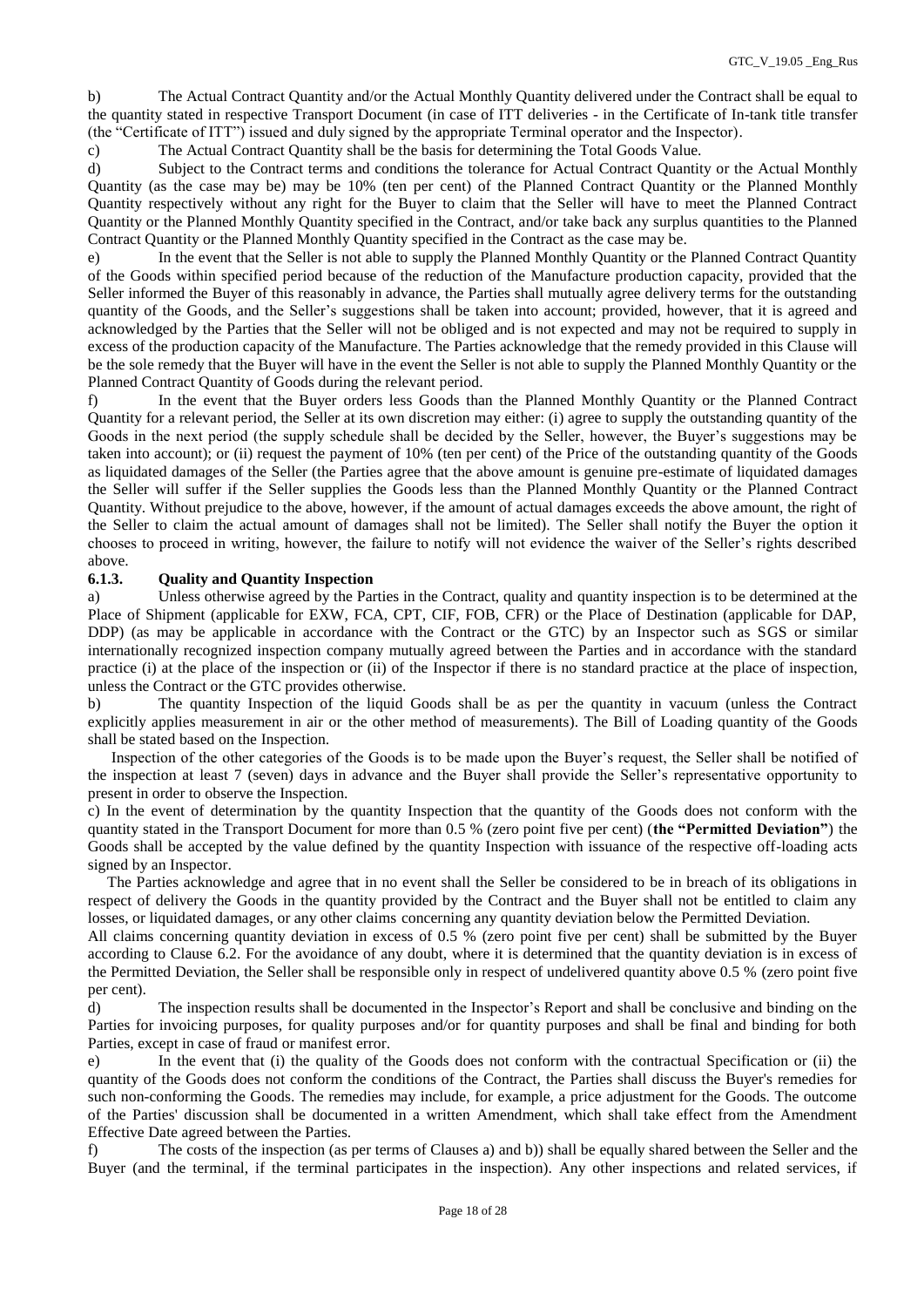b) The Actual Contract Quantity and/or the Actual Monthly Quantity delivered under the Contract shall be equal to the quantity stated in respective Transport Document (in case of ITT deliveries - in the Certificate of In-tank title transfer (the "Certificate of ITT") issued and duly signed by the appropriate Terminal operator and the Inspector).

c) The Actual Contract Quantity shall be the basis for determining the Total Goods Value.

d) Subject to the Contract terms and conditions the tolerance for Actual Contract Quantity or the Actual Monthly Quantity (as the case may be) may be 10% (ten per cent) of the Planned Contract Quantity or the Planned Monthly Quantity respectively without any right for the Buyer to claim that the Seller will have to meet the Planned Contract Quantity or the Planned Monthly Quantity specified in the Contract, and/or take back any surplus quantities to the Planned Contract Quantity or the Planned Monthly Quantity specified in the Contract as the case may be.

e) In the event that the Seller is not able to supply the Planned Monthly Quantity or the Planned Contract Quantity of the Goods within specified period because of the reduction of the Manufacture production capacity, provided that the Seller informed the Buyer of this reasonably in advance, the Parties shall mutually agree delivery terms for the outstanding quantity of the Goods, and the Seller's suggestions shall be taken into account; provided, however, that it is agreed and acknowledged by the Parties that the Seller will not be obliged and is not expected and may not be required to supply in excess of the production capacity of the Manufacture. The Parties acknowledge that the remedy provided in this Clause will be the sole remedy that the Buyer will have in the event the Seller is not able to supply the Planned Monthly Quantity or the Planned Contract Quantity of Goods during the relevant period.

f) In the event that the Buyer orders less Goods than the Planned Monthly Quantity or the Planned Contract Quantity for a relevant period, the Seller at its own discretion may either: (i) agree to supply the outstanding quantity of the Goods in the next period (the supply schedule shall be decided by the Seller, however, the Buyer's suggestions may be taken into account); or (ii) request the payment of 10% (ten per cent) of the Price of the outstanding quantity of the Goods as liquidated damages of the Seller (the Parties agree that the above amount is genuine pre-estimate of liquidated damages the Seller will suffer if the Seller supplies the Goods less than the Planned Monthly Quantity or the Planned Contract Quantity. Without prejudice to the above, however, if the amount of actual damages exceeds the above amount, the right of the Seller to claim the actual amount of damages shall not be limited). The Seller shall notify the Buyer the option it chooses to proceed in writing, however, the failure to notify will not evidence the waiver of the Seller's rights described above.

### 6.1.3. Quality and Quantity Inspection

a) Unless otherwise agreed by the Parties in the Contract, quality and quantity inspection is to be determined at the Place of Shipment (applicable for EXW, FCA, CPT, CIF, FOB, CFR) or the Place of Destination (applicable for DAP, DDP) (as may be applicable in accordance with the Contract or the GTC) by an Inspector such as SGS or similar internationally recognized inspection company mutually agreed between the Parties and in accordance with the standard practice (i) at the place of the inspection or (ii) of the Inspector if there is no standard practice at the place of inspection, unless the Contract or the GTC provides otherwise.

b) The quantity Inspection of the liquid Goods shall be as per the quantity in vacuum (unless the Contract explicitly applies measurement in air or the other method of measurements). The Bill of Loading quantity of the Goods shall be stated based on the Inspection.

Inspection of the other categories of the Goods is to be made upon the Buyer's request, the Seller shall be notified of the inspection at least 7 (seven) days in advance and the Buyer shall provide the Seller's representative opportunity to present in order to observe the Inspection.

c) In the event of determination by the quantity Inspection that the quantity of the Goods does not conform with the quantity stated in the Transport Document for more than 0.5 % (zero point five per cent) (**the "Permitted Deviation"**) the Goods shall be accepted by the value defined by the quantity Inspection with issuance of the respective off-loading acts signed by an Inspector.

The Parties acknowledge and agree that in no event shall the Seller be considered to be in breach of its obligations in respect of delivery the Goods in the quantity provided by the Contract and the Buyer shall not be entitled to claim any losses, or liquidated damages, or any other claims concerning any quantity deviation below the Permitted Deviation.

All claims concerning quantity deviation in excess of 0.5 % (zero point five per cent) shall be submitted by the Buyer according to Clause 6.2. For the avoidance of any doubt, where it is determined that the quantity deviation is in excess of the Permitted Deviation, the Seller shall be responsible only in respect of undelivered quantity above 0.5 % (zero point five per cent).

d) The inspection results shall be documented in the Inspector's Report and shall be conclusive and binding on the Parties for invoicing purposes, for quality purposes and/or for quantity purposes and shall be final and binding for both Parties, except in case of fraud or manifest error.

e) In the event that (i) the quality of the Goods does not conform with the contractual Specification or (ii) the quantity of the Goods does not conform the conditions of the Contract, the Parties shall discuss the Buyer's remedies for such non-conforming the Goods. The remedies may include, for example, a price adjustment for the Goods. The outcome of the Parties' discussion shall be documented in a written Amendment, which shall take effect from the Amendment Effective Date agreed between the Parties.

f) The costs of the inspection (as per terms of Clauses a) and b)) shall be equally shared between the Seller and the Buyer (and the terminal, if the terminal participates in the inspection). Any other inspections and related services, if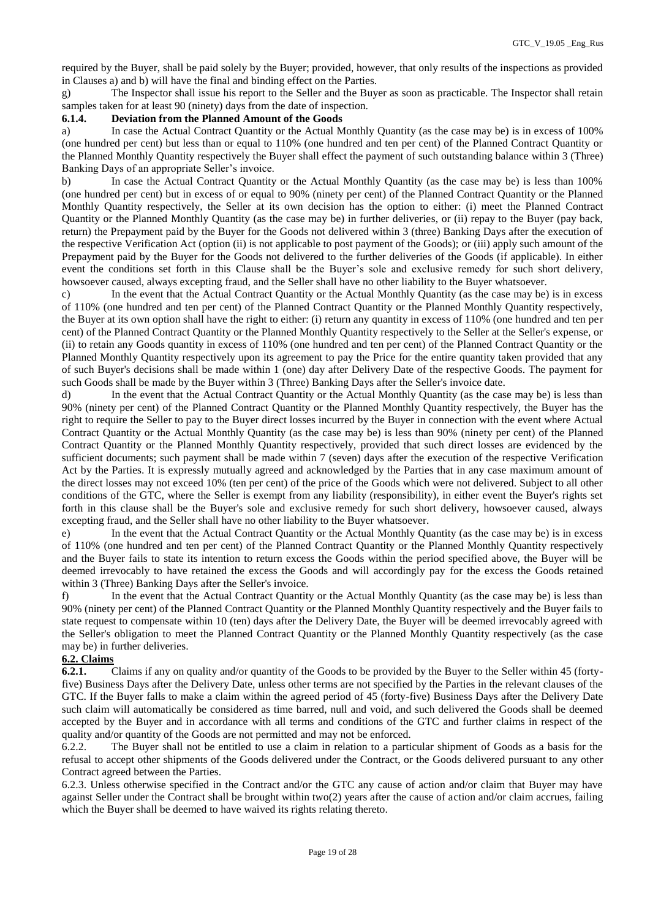required by the Buyer, shall be paid solely by the Buyer; provided, however, that only results of the inspections as provided in Clauses a) and b) will have the final and binding effect on the Parties.

g) The Inspector shall issue his report to the Seller and the Buyer as soon as practicable. The Inspector shall retain samples taken for at least 90 (ninety) days from the date of inspection.

#### 6.1.4. Deviation from the Planned Amount of the Goods

a) In case the Actual Contract Quantity or the Actual Monthly Quantity (as the case may be) is in excess of 100% (one hundred per cent) but less than or equal to 110% (one hundred and ten per cent) of the Planned Contract Quantity or the Planned Monthly Quantity respectively the Buyer shall effect the payment of such outstanding balance within 3 (Three) Banking Days of an appropriate Seller's invoice.

b) In case the Actual Contract Quantity or the Actual Monthly Quantity (as the case may be) is less than 100% (one hundred per cent) but in excess of or equal to 90% (ninety per cent) of the Planned Contract Quantity or the Planned Monthly Quantity respectively, the Seller at its own decision has the option to either: (i) meet the Planned Contract Quantity or the Planned Monthly Quantity (as the case may be) in further deliveries, or (ii) repay to the Buyer (pay back, return) the Prepayment paid by the Buyer for the Goods not delivered within 3 (three) Banking Days after the execution of the respective Verification Act (option (ii) is not applicable to post payment of the Goods); or (iii) apply such amount of the Prepayment paid by the Buyer for the Goods not delivered to the further deliveries of the Goods (if applicable). In either event the conditions set forth in this Clause shall be the Buyer's sole and exclusive remedy for such short delivery, howsoever caused, always excepting fraud, and the Seller shall have no other liability to the Buyer whatsoever.

c) In the event that the Actual Contract Quantity or the Actual Monthly Quantity (as the case may be) is in excess of 110% (one hundred and ten per cent) of the Planned Contract Quantity or the Planned Monthly Quantity respectively, the Buyer at its own option shall have the right to either: (i) return any quantity in excess of 110% (one hundred and ten per cent) of the Planned Contract Quantity or the Planned Monthly Quantity respectively to the Seller at the Seller's expense, or (ii) to retain any Goods quantity in excess of 110% (one hundred and ten per cent) of the Planned Contract Quantity or the Planned Monthly Quantity respectively upon its agreement to pay the Price for the entire quantity taken provided that any of such Buyer's decisions shall be made within 1 (one) day after Delivery Date of the respective Goods. The payment for such Goods shall be made by the Buyer within 3 (Three) Banking Days after the Seller's invoice date.

d) In the event that the Actual Contract Quantity or the Actual Monthly Quantity (as the case may be) is less than 90% (ninety per cent) of the Planned Contract Quantity or the Planned Monthly Quantity respectively, the Buyer has the right to require the Seller to pay to the Buyer direct losses incurred by the Buyer in connection with the event where Actual Contract Quantity or the Actual Monthly Quantity (as the case may be) is less than 90% (ninety per cent) of the Planned Contract Quantity or the Planned Monthly Quantity respectively, provided that such direct losses are evidenced by the sufficient documents; such payment shall be made within 7 (seven) days after the execution of the respective Verification Act by the Parties. It is expressly mutually agreed and acknowledged by the Parties that in any case maximum amount of the direct losses may not exceed 10% (ten per cent) of the price of the Goods which were not delivered. Subject to all other conditions of the GTC, where the Seller is exempt from any liability (responsibility), in either event the Buyer's rights set forth in this clause shall be the Buyer's sole and exclusive remedy for such short delivery, howsoever caused, always excepting fraud, and the Seller shall have no other liability to the Buyer whatsoever.

e) In the event that the Actual Contract Quantity or the Actual Monthly Quantity (as the case may be) is in excess of 110% (one hundred and ten per cent) of the Planned Contract Quantity or the Planned Monthly Quantity respectively and the Buyer fails to state its intention to return excess the Goods within the period specified above, the Buyer will be deemed irrevocably to have retained the excess the Goods and will accordingly pay for the excess the Goods retained within 3 (Three) Banking Days after the Seller's invoice.

f) In the event that the Actual Contract Quantity or the Actual Monthly Quantity (as the case may be) is less than 90% (ninety per cent) of the Planned Contract Quantity or the Planned Monthly Quantity respectively and the Buyer fails to state request to compensate within 10 (ten) days after the Delivery Date, the Buyer will be deemed irrevocably agreed with the Seller's obligation to meet the Planned Contract Quantity or the Planned Monthly Quantity respectively (as the case may be) in further deliveries.

### 6.2. Claims

**6.2.1.** Claims if any on quality and/or quantity of the Goods to be provided by the Buyer to the Seller within 45 (forty-five) Business Days after the Delivery Date, unless other terms are not specified by the Parties in the relevant clauses of the GTC. If the Buyer falls to make a claim within the agreed period of 45 (forty-five) Business Days after the Delivery Date such claim will automatically be considered as time barred, null and void, and such delivered the Goods shall be deemed accepted by the Buyer and in accordance with all terms and conditions of the GTC and further claims in respect of the quality and/or quantity of the Goods are not permitted and may not be enforced.

6.2.2. The Buyer shall not be entitled to use a claim in relation to a particular shipment of Goods as a basis for the refusal to accept other shipments of the Goods delivered under the Contract, or the Goods delivered pursuant to any other Contract agreed between the Parties.

6.2.3. Unless otherwise specified in the Contract and/or the GTC any cause of action and/or claim that Buyer may have against Seller under the Contract shall be brought within two(2) years after the cause of action and/or claim accrues, failing which the Buyer shall be deemed to have waived its rights relating thereto.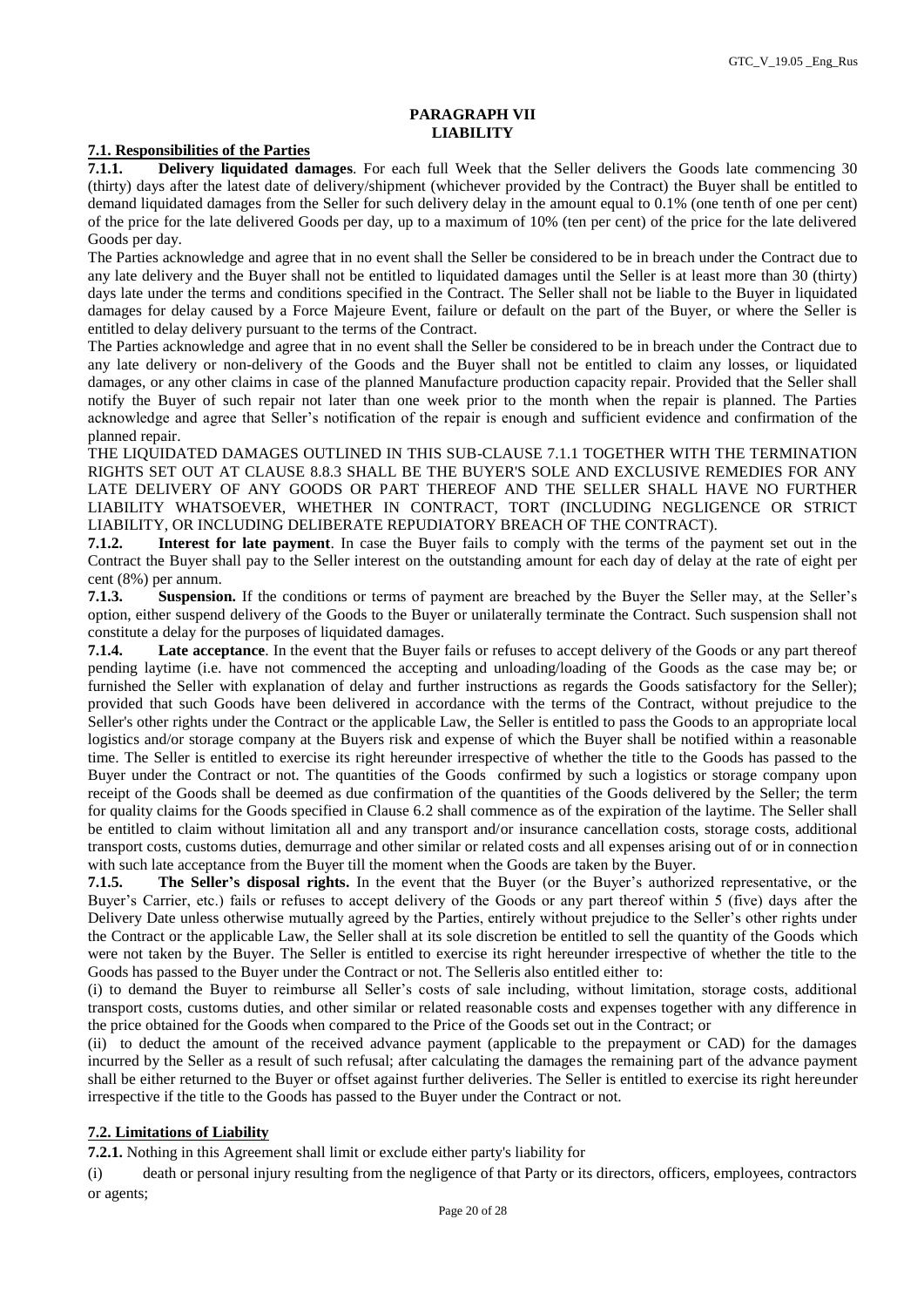## PARAGRAPH VII
## LIABILITY

**7.1. Responsibilities of the Parties**

**7.1.1. Delivery liquidated damages**. For each full Week that the Seller delivers the Goods late commencing 30 (thirty) days after the latest date of delivery/shipment (whichever provided by the Contract) the Buyer shall be entitled to demand liquidated damages from the Seller for such delivery delay in the amount equal to 0.1% (one tenth of one per cent) of the price for the late delivered Goods per day, up to a maximum of 10% (ten per cent) of the price for the late delivered Goods per day.

The Parties acknowledge and agree that in no event shall the Seller be considered to be in breach under the Contract due to any late delivery and the Buyer shall not be entitled to liquidated damages until the Seller is at least more than 30 (thirty) days late under the terms and conditions specified in the Contract. The Seller shall not be liable to the Buyer in liquidated damages for delay caused by a Force Majeure Event, failure or default on the part of the Buyer, or where the Seller is entitled to delay delivery pursuant to the terms of the Contract.

The Parties acknowledge and agree that in no event shall the Seller be considered to be in breach under the Contract due to any late delivery or non-delivery of the Goods and the Buyer shall not be entitled to claim any losses, or liquidated damages, or any other claims in case of the planned Manufacture production capacity repair. Provided that the Seller shall notify the Buyer of such repair not later than one week prior to the month when the repair is planned. The Parties acknowledge and agree that Seller's notification of the repair is enough and sufficient evidence and confirmation of the planned repair.

THE LIQUIDATED DAMAGES OUTLINED IN THIS SUB-CLAUSE 7.1.1 TOGETHER WITH THE TERMINATION RIGHTS SET OUT AT CLAUSE 8.8.3 SHALL BE THE BUYER'S SOLE AND EXCLUSIVE REMEDIES FOR ANY LATE DELIVERY OF ANY GOODS OR PART THEREOF AND THE SELLER SHALL HAVE NO FURTHER LIABILITY WHATSOEVER, WHETHER IN CONTRACT, TORT (INCLUDING NEGLIGENCE OR STRICT LIABILITY, OR INCLUDING DELIBERATE REPUDIATORY BREACH OF THE CONTRACT).

**7.1.2. Interest for late payment**. In case the Buyer fails to comply with the terms of the payment set out in the Contract the Buyer shall pay to the Seller interest on the outstanding amount for each day of delay at the rate of eight per cent (8%) per annum.

**7.1.3. Suspension.** If the conditions or terms of payment are breached by the Buyer the Seller may, at the Seller's option, either suspend delivery of the Goods to the Buyer or unilaterally terminate the Contract. Such suspension shall not constitute a delay for the purposes of liquidated damages.

**7.1.4. Late acceptance**. In the event that the Buyer fails or refuses to accept delivery of the Goods or any part thereof pending laytime (i.e. have not commenced the accepting and unloading/loading of the Goods as the case may be; or furnished the Seller with explanation of delay and further instructions as regards the Goods satisfactory for the Seller); provided that such Goods have been delivered in accordance with the terms of the Contract, without prejudice to the Seller's other rights under the Contract or the applicable Law, the Seller is entitled to pass the Goods to an appropriate local logistics and/or storage company at the Buyers risk and expense of which the Buyer shall be notified within a reasonable time. The Seller is entitled to exercise its right hereunder irrespective of whether the title to the Goods has passed to the Buyer under the Contract or not. The quantities of the Goods confirmed by such a logistics or storage company upon receipt of the Goods shall be deemed as due confirmation of the quantities of the Goods delivered by the Seller; the term for quality claims for the Goods specified in Clause 6.2 shall commence as of the expiration of the laytime. The Seller shall be entitled to claim without limitation all and any transport and/or insurance cancellation costs, storage costs, additional transport costs, customs duties, demurrage and other similar or related costs and all expenses arising out of or in connection with such late acceptance from the Buyer till the moment when the Goods are taken by the Buyer.

**7.1.5. The Seller's disposal rights.** In the event that the Buyer (or the Buyer's authorized representative, or the Buyer's Carrier, etc.) fails or refuses to accept delivery of the Goods or any part thereof within 5 (five) days after the Delivery Date unless otherwise mutually agreed by the Parties, entirely without prejudice to the Seller's other rights under the Contract or the applicable Law, the Seller shall at its sole discretion be entitled to sell the quantity of the Goods which were not taken by the Buyer. The Seller is entitled to exercise its right hereunder irrespective of whether the title to the Goods has passed to the Buyer under the Contract or not. The Selleris also entitled either to:

(i) to demand the Buyer to reimburse all Seller's costs of sale including, without limitation, storage costs, additional transport costs, customs duties, and other similar or related reasonable costs and expenses together with any difference in the price obtained for the Goods when compared to the Price of the Goods set out in the Contract; or

(ii) to deduct the amount of the received advance payment (applicable to the prepayment or CAD) for the damages incurred by the Seller as a result of such refusal; after calculating the damages the remaining part of the advance payment shall be either returned to the Buyer or offset against further deliveries. The Seller is entitled to exercise its right hereunder irrespective if the title to the Goods has passed to the Buyer under the Contract or not.

**7.2. Limitations of Liability**

**7.2.1.** Nothing in this Agreement shall limit or exclude either party's liability for

(i) death or personal injury resulting from the negligence of that Party or its directors, officers, employees, contractors or agents;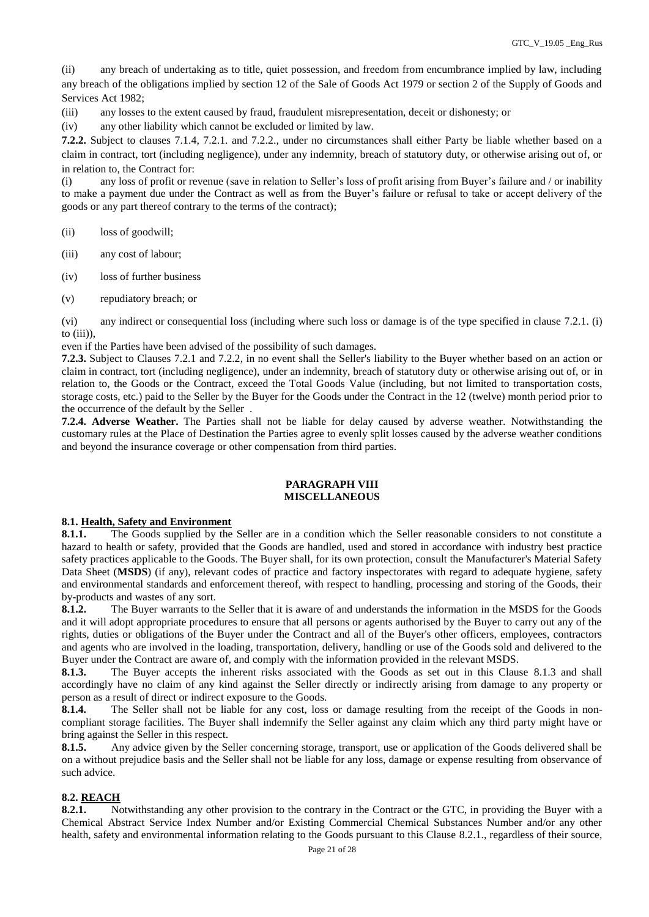(ii) any breach of undertaking as to title, quiet possession, and freedom from encumbrance implied by law, including any breach of the obligations implied by section 12 of the Sale of Goods Act 1979 or section 2 of the Supply of Goods and Services Act 1982;

(iii) any losses to the extent caused by fraud, fraudulent misrepresentation, deceit or dishonesty; or

(iv) any other liability which cannot be excluded or limited by law.

**7.2.2.** Subject to clauses 7.1.4, 7.2.1. and 7.2.2., under no circumstances shall either Party be liable whether based on a claim in contract, tort (including negligence), under any indemnity, breach of statutory duty, or otherwise arising out of, or in relation to, the Contract for:

(i) any loss of profit or revenue (save in relation to Seller's loss of profit arising from Buyer's failure and / or inability to make a payment due under the Contract as well as from the Buyer's failure or refusal to take or accept delivery of the goods or any part thereof contrary to the terms of the contract);

(ii) loss of goodwill;

(iii) any cost of labour;

(iv) loss of further business

(v) repudiatory breach; or

(vi) any indirect or consequential loss (including where such loss or damage is of the type specified in clause 7.2.1. (i) to (iii)),

even if the Parties have been advised of the possibility of such damages.

**7.2.3.** Subject to Clauses 7.2.1 and 7.2.2, in no event shall the Seller's liability to the Buyer whether based on an action or claim in contract, tort (including negligence), under an indemnity, breach of statutory duty or otherwise arising out of, or in relation to, the Goods or the Contract, exceed the Total Goods Value (including, but not limited to transportation costs, storage costs, etc.) paid to the Seller by the Buyer for the Goods under the Contract in the 12 (twelve) month period prior to the occurrence of the default by the Seller .

**7.2.4. Adverse Weather.** The Parties shall not be liable for delay caused by adverse weather. Notwithstanding the customary rules at the Place of Destination the Parties agree to evenly split losses caused by the adverse weather conditions and beyond the insurance coverage or other compensation from third parties.

## PARAGRAPH VIII
## MISCELLANEOUS

### 8.1. Health, Safety and Environment

**8.1.1.** The Goods supplied by the Seller are in a condition which the Seller reasonable considers to not constitute a hazard to health or safety, provided that the Goods are handled, used and stored in accordance with industry best practice safety practices applicable to the Goods. The Buyer shall, for its own protection, consult the Manufacturer's Material Safety Data Sheet (**MSDS**) (if any), relevant codes of practice and factory inspectorates with regard to adequate hygiene, safety and environmental standards and enforcement thereof, with respect to handling, processing and storing of the Goods, their by-products and wastes of any sort.

**8.1.2.** The Buyer warrants to the Seller that it is aware of and understands the information in the MSDS for the Goods and it will adopt appropriate procedures to ensure that all persons or agents authorised by the Buyer to carry out any of the rights, duties or obligations of the Buyer under the Contract and all of the Buyer's other officers, employees, contractors and agents who are involved in the loading, transportation, delivery, handling or use of the Goods sold and delivered to the Buyer under the Contract are aware of, and comply with the information provided in the relevant MSDS.

**8.1.3.** The Buyer accepts the inherent risks associated with the Goods as set out in this Clause 8.1.3 and shall accordingly have no claim of any kind against the Seller directly or indirectly arising from damage to any property or person as a result of direct or indirect exposure to the Goods.

**8.1.4.** The Seller shall not be liable for any cost, loss or damage resulting from the receipt of the Goods in non-compliant storage facilities. The Buyer shall indemnify the Seller against any claim which any third party might have or bring against the Seller in this respect.

**8.1.5.** Any advice given by the Seller concerning storage, transport, use or application of the Goods delivered shall be on a without prejudice basis and the Seller shall not be liable for any loss, damage or expense resulting from observance of such advice.

### 8.2. REACH

**8.2.1.** Notwithstanding any other provision to the contrary in the Contract or the GTC, in providing the Buyer with a Chemical Abstract Service Index Number and/or Existing Commercial Chemical Substances Number and/or any other health, safety and environmental information relating to the Goods pursuant to this Clause 8.2.1., regardless of their source,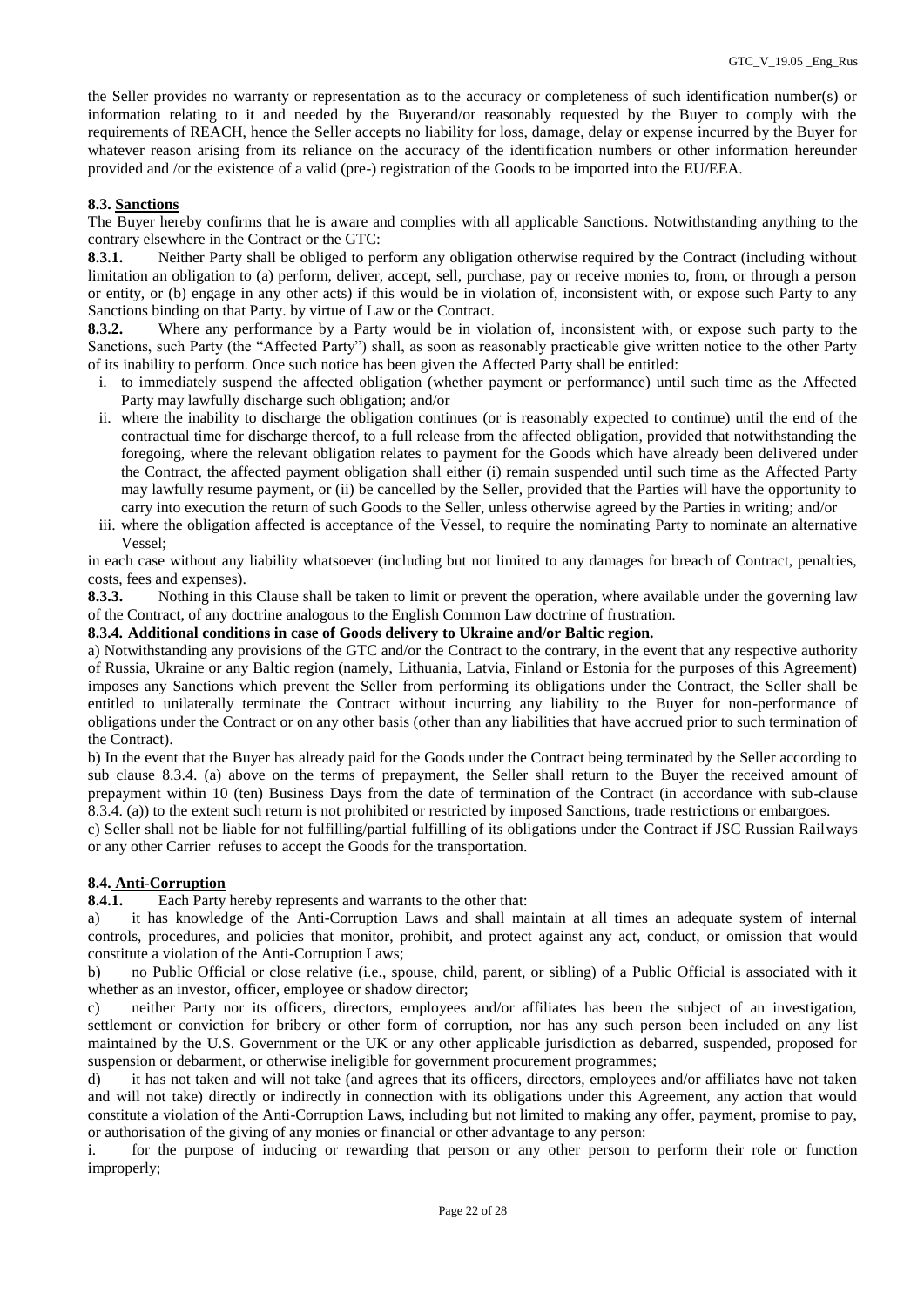the Seller provides no warranty or representation as to the accuracy or completeness of such identification number(s) or information relating to it and needed by the Buyerand/or reasonably requested by the Buyer to comply with the requirements of REACH, hence the Seller accepts no liability for loss, damage, delay or expense incurred by the Buyer for whatever reason arising from its reliance on the accuracy of the identification numbers or other information hereunder provided and /or the existence of a valid (pre-) registration of the Goods to be imported into the EU/EEA.

**8.3. Sanctions**

The Buyer hereby confirms that he is aware and complies with all applicable Sanctions. Notwithstanding anything to the contrary elsewhere in the Contract or the GTC:

**8.3.1.** Neither Party shall be obliged to perform any obligation otherwise required by the Contract (including without limitation an obligation to (a) perform, deliver, accept, sell, purchase, pay or receive monies to, from, or through a person or entity, or (b) engage in any other acts) if this would be in violation of, inconsistent with, or expose such Party to any Sanctions binding on that Party. by virtue of Law or the Contract.

**8.3.2.** Where any performance by a Party would be in violation of, inconsistent with, or expose such party to the Sanctions, such Party (the "Affected Party") shall, as soon as reasonably practicable give written notice to the other Party of its inability to perform. Once such notice has been given the Affected Party shall be entitled:

i. to immediately suspend the affected obligation (whether payment or performance) until such time as the Affected Party may lawfully discharge such obligation; and/or
ii. where the inability to discharge the obligation continues (or is reasonably expected to continue) until the end of the contractual time for discharge thereof, to a full release from the affected obligation, provided that notwithstanding the foregoing, where the relevant obligation relates to payment for the Goods which have already been delivered under the Contract, the affected payment obligation shall either (i) remain suspended until such time as the Affected Party may lawfully resume payment, or (ii) be cancelled by the Seller, provided that the Parties will have the opportunity to carry into execution the return of such Goods to the Seller, unless otherwise agreed by the Parties in writing; and/or
iii. where the obligation affected is acceptance of the Vessel, to require the nominating Party to nominate an alternative Vessel;

in each case without any liability whatsoever (including but not limited to any damages for breach of Contract, penalties, costs, fees and expenses).

**8.3.3.** Nothing in this Clause shall be taken to limit or prevent the operation, where available under the governing law of the Contract, of any doctrine analogous to the English Common Law doctrine of frustration.

**8.3.4. Additional conditions in case of Goods delivery to Ukraine and/or Baltic region.**

a) Notwithstanding any provisions of the GTC and/or the Contract to the contrary, in the event that any respective authority of Russia, Ukraine or any Baltic region (namely, Lithuania, Latvia, Finland or Estonia for the purposes of this Agreement) imposes any Sanctions which prevent the Seller from performing its obligations under the Contract, the Seller shall be entitled to unilaterally terminate the Contract without incurring any liability to the Buyer for non-performance of obligations under the Contract or on any other basis (other than any liabilities that have accrued prior to such termination of the Contract).

b) In the event that the Buyer has already paid for the Goods under the Contract being terminated by the Seller according to sub clause 8.3.4. (a) above on the terms of prepayment, the Seller shall return to the Buyer the received amount of prepayment within 10 (ten) Business Days from the date of termination of the Contract (in accordance with sub-clause 8.3.4. (a)) to the extent such return is not prohibited or restricted by imposed Sanctions, trade restrictions or embargoes.

c) Seller shall not be liable for not fulfilling/partial fulfilling of its obligations under the Contract if JSC Russian Railways or any other Carrier refuses to accept the Goods for the transportation.

**8.4. Anti-Corruption**

**8.4.1.** Each Party hereby represents and warrants to the other that:

a) it has knowledge of the Anti-Corruption Laws and shall maintain at all times an adequate system of internal controls, procedures, and policies that monitor, prohibit, and protect against any act, conduct, or omission that would constitute a violation of the Anti-Corruption Laws;

b) no Public Official or close relative (i.e., spouse, child, parent, or sibling) of a Public Official is associated with it whether as an investor, officer, employee or shadow director;

c) neither Party nor its officers, directors, employees and/or affiliates has been the subject of an investigation, settlement or conviction for bribery or other form of corruption, nor has any such person been included on any list maintained by the U.S. Government or the UK or any other applicable jurisdiction as debarred, suspended, proposed for suspension or debarment, or otherwise ineligible for government procurement programmes;

d) it has not taken and will not take (and agrees that its officers, directors, employees and/or affiliates have not taken and will not take) directly or indirectly in connection with its obligations under this Agreement, any action that would constitute a violation of the Anti-Corruption Laws, including but not limited to making any offer, payment, promise to pay, or authorisation of the giving of any monies or financial or other advantage to any person:

i. for the purpose of inducing or rewarding that person or any other person to perform their role or function improperly;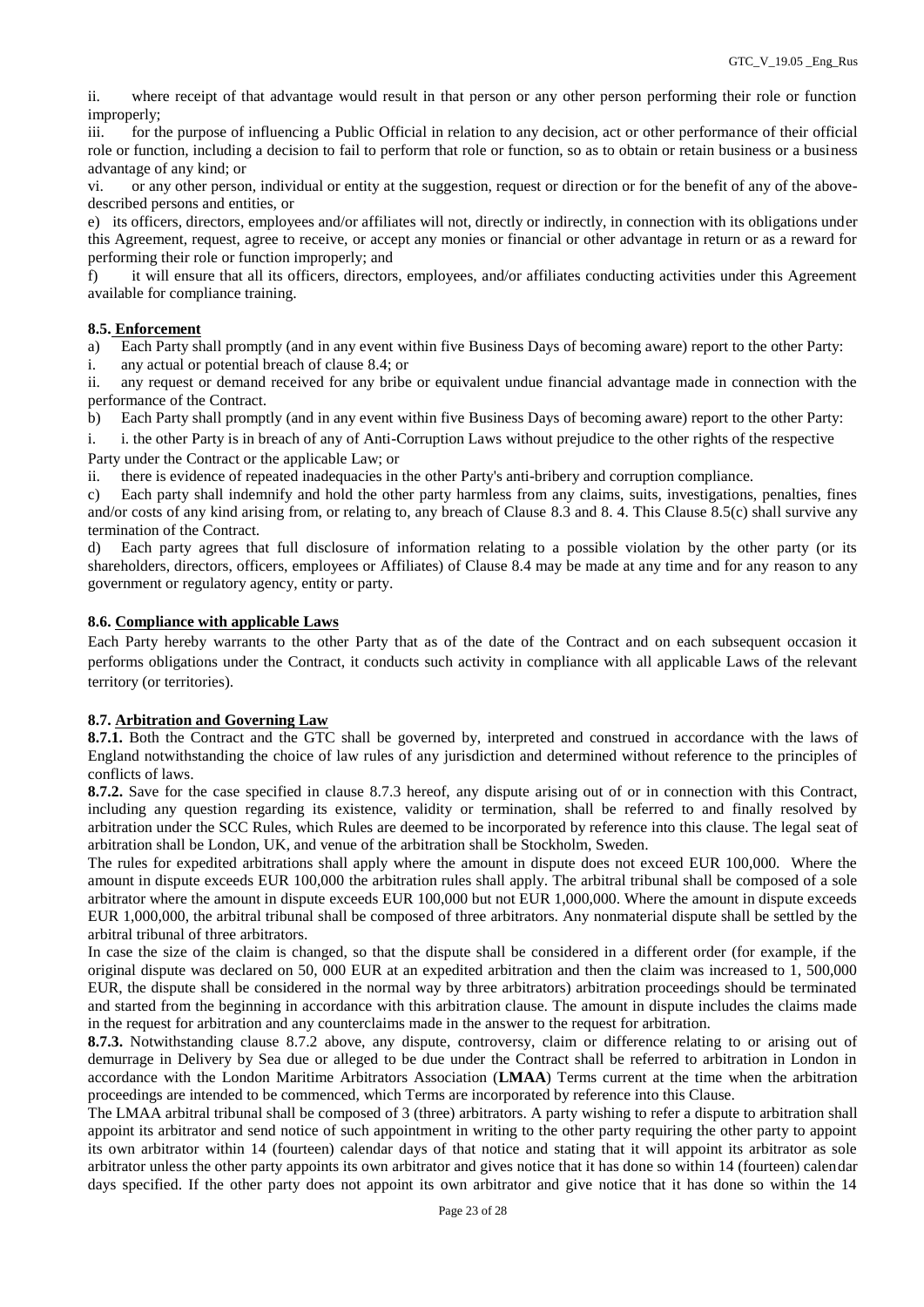ii. where receipt of that advantage would result in that person or any other person performing their role or function improperly;

iii. for the purpose of influencing a Public Official in relation to any decision, act or other performance of their official role or function, including a decision to fail to perform that role or function, so as to obtain or retain business or a business advantage of any kind; or

vi. or any other person, individual or entity at the suggestion, request or direction or for the benefit of any of the above-described persons and entities, or

e) its officers, directors, employees and/or affiliates will not, directly or indirectly, in connection with its obligations under this Agreement, request, agree to receive, or accept any monies or financial or other advantage in return or as a reward for performing their role or function improperly; and

f) it will ensure that all its officers, directors, employees, and/or affiliates conducting activities under this Agreement available for compliance training.

**8.5. Enforcement**

a) Each Party shall promptly (and in any event within five Business Days of becoming aware) report to the other Party:

i. any actual or potential breach of clause 8.4; or

ii. any request or demand received for any bribe or equivalent undue financial advantage made in connection with the performance of the Contract.

b) Each Party shall promptly (and in any event within five Business Days of becoming aware) report to the other Party:

i. i. the other Party is in breach of any of Anti-Corruption Laws without prejudice to the other rights of the respective Party under the Contract or the applicable Law; or

ii. there is evidence of repeated inadequacies in the other Party's anti-bribery and corruption compliance.

c) Each party shall indemnify and hold the other party harmless from any claims, suits, investigations, penalties, fines and/or costs of any kind arising from, or relating to, any breach of Clause 8.3 and 8. 4. This Clause 8.5(c) shall survive any termination of the Contract.

d) Each party agrees that full disclosure of information relating to a possible violation by the other party (or its shareholders, directors, officers, employees or Affiliates) of Clause 8.4 may be made at any time and for any reason to any government or regulatory agency, entity or party.

**8.6. Compliance with applicable Laws**

Each Party hereby warrants to the other Party that as of the date of the Contract and on each subsequent occasion it performs obligations under the Contract, it conducts such activity in compliance with all applicable Laws of the relevant territory (or territories).

**8.7. Arbitration and Governing Law**

**8.7.1.** Both the Contract and the GTC shall be governed by, interpreted and construed in accordance with the laws of England notwithstanding the choice of law rules of any jurisdiction and determined without reference to the principles of conflicts of laws.

**8.7.2.** Save for the case specified in clause 8.7.3 hereof, any dispute arising out of or in connection with this Contract, including any question regarding its existence, validity or termination, shall be referred to and finally resolved by arbitration under the SCC Rules, which Rules are deemed to be incorporated by reference into this clause. The legal seat of arbitration shall be London, UK, and venue of the arbitration shall be Stockholm, Sweden.

The rules for expedited arbitrations shall apply where the amount in dispute does not exceed EUR 100,000. Where the amount in dispute exceeds EUR 100,000 the arbitration rules shall apply. The arbitral tribunal shall be composed of a sole arbitrator where the amount in dispute exceeds EUR 100,000 but not EUR 1,000,000. Where the amount in dispute exceeds EUR 1,000,000, the arbitral tribunal shall be composed of three arbitrators. Any nonmaterial dispute shall be settled by the arbitral tribunal of three arbitrators.

In case the size of the claim is changed, so that the dispute shall be considered in a different order (for example, if the original dispute was declared on 50, 000 EUR at an expedited arbitration and then the claim was increased to 1, 500,000 EUR, the dispute shall be considered in the normal way by three arbitrators) arbitration proceedings should be terminated and started from the beginning in accordance with this arbitration clause. The amount in dispute includes the claims made in the request for arbitration and any counterclaims made in the answer to the request for arbitration.

**8.7.3.** Notwithstanding clause 8.7.2 above, any dispute, controversy, claim or difference relating to or arising out of demurrage in Delivery by Sea due or alleged to be due under the Contract shall be referred to arbitration in London in accordance with the London Maritime Arbitrators Association (**LMAA**) Terms current at the time when the arbitration proceedings are intended to be commenced, which Terms are incorporated by reference into this Clause.

The LMAA arbitral tribunal shall be composed of 3 (three) arbitrators. A party wishing to refer a dispute to arbitration shall appoint its arbitrator and send notice of such appointment in writing to the other party requiring the other party to appoint its own arbitrator within 14 (fourteen) calendar days of that notice and stating that it will appoint its arbitrator as sole arbitrator unless the other party appoints its own arbitrator and gives notice that it has done so within 14 (fourteen) calendar days specified. If the other party does not appoint its own arbitrator and give notice that it has done so within the 14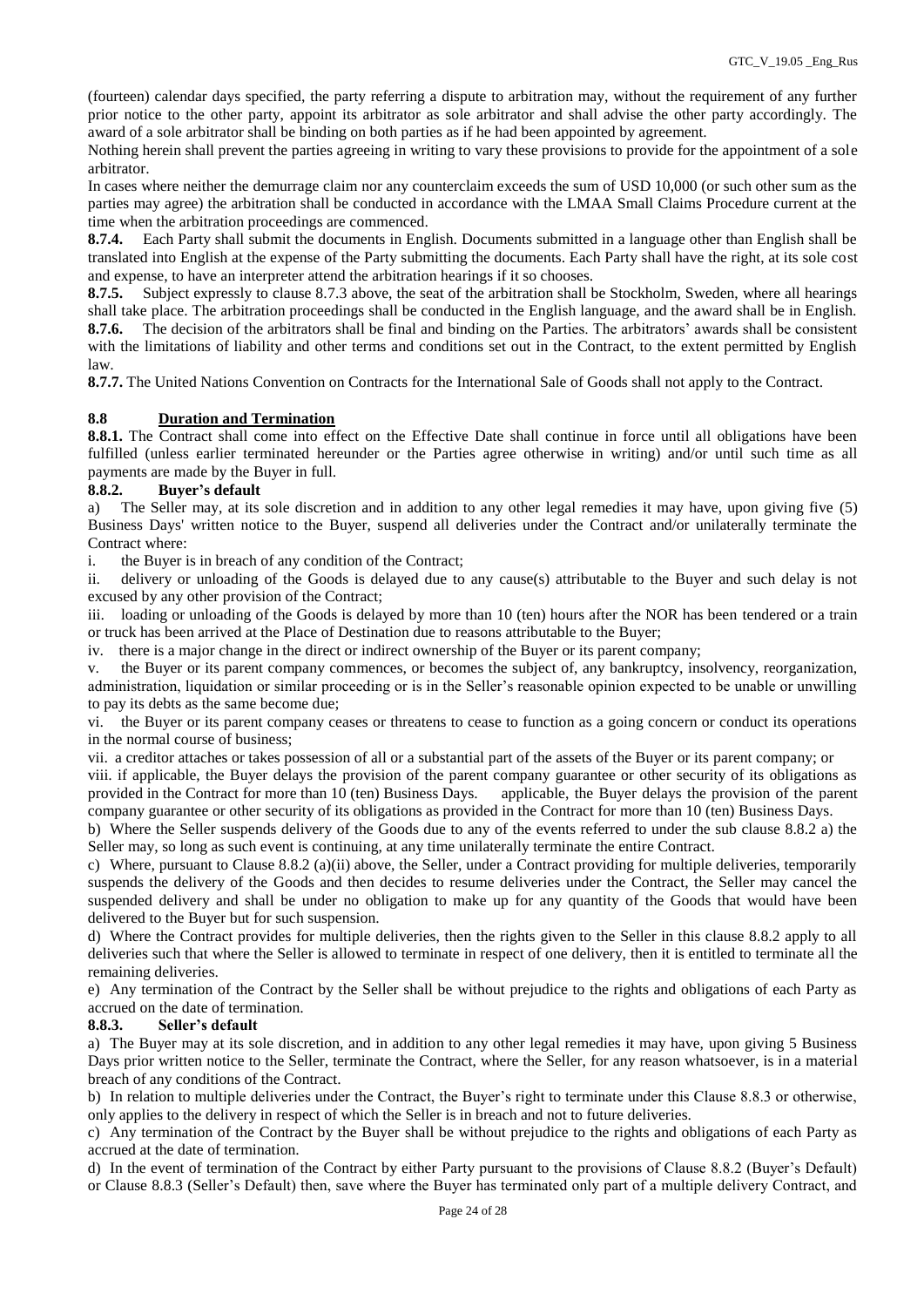(fourteen) calendar days specified, the party referring a dispute to arbitration may, without the requirement of any further prior notice to the other party, appoint its arbitrator as sole arbitrator and shall advise the other party accordingly. The award of a sole arbitrator shall be binding on both parties as if he had been appointed by agreement.

Nothing herein shall prevent the parties agreeing in writing to vary these provisions to provide for the appointment of a sole arbitrator.

In cases where neither the demurrage claim nor any counterclaim exceeds the sum of USD 10,000 (or such other sum as the parties may agree) the arbitration shall be conducted in accordance with the LMAA Small Claims Procedure current at the time when the arbitration proceedings are commenced.

**8.7.4.** Each Party shall submit the documents in English. Documents submitted in a language other than English shall be translated into English at the expense of the Party submitting the documents. Each Party shall have the right, at its sole cost and expense, to have an interpreter attend the arbitration hearings if it so chooses.

**8.7.5.** Subject expressly to clause 8.7.3 above, the seat of the arbitration shall be Stockholm, Sweden, where all hearings shall take place. The arbitration proceedings shall be conducted in the English language, and the award shall be in English.

**8.7.6.** The decision of the arbitrators shall be final and binding on the Parties. The arbitrators' awards shall be consistent with the limitations of liability and other terms and conditions set out in the Contract, to the extent permitted by English law.

**8.7.7.** The United Nations Convention on Contracts for the International Sale of Goods shall not apply to the Contract.

### 8.8 Duration and Termination

**8.8.1.** The Contract shall come into effect on the Effective Date shall continue in force until all obligations have been fulfilled (unless earlier terminated hereunder or the Parties agree otherwise in writing) and/or until such time as all payments are made by the Buyer in full.

**8.8.2. Buyer's default**

a) The Seller may, at its sole discretion and in addition to any other legal remedies it may have, upon giving five (5) Business Days' written notice to the Buyer, suspend all deliveries under the Contract and/or unilaterally terminate the Contract where:

i. the Buyer is in breach of any condition of the Contract;

ii. delivery or unloading of the Goods is delayed due to any cause(s) attributable to the Buyer and such delay is not excused by any other provision of the Contract;

iii. loading or unloading of the Goods is delayed by more than 10 (ten) hours after the NOR has been tendered or a train or truck has been arrived at the Place of Destination due to reasons attributable to the Buyer;

iv. there is a major change in the direct or indirect ownership of the Buyer or its parent company;

v. the Buyer or its parent company commences, or becomes the subject of, any bankruptcy, insolvency, reorganization, administration, liquidation or similar proceeding or is in the Seller's reasonable opinion expected to be unable or unwilling to pay its debts as the same become due;

vi. the Buyer or its parent company ceases or threatens to cease to function as a going concern or conduct its operations in the normal course of business;

vii. a creditor attaches or takes possession of all or a substantial part of the assets of the Buyer or its parent company; or

viii. if applicable, the Buyer delays the provision of the parent company guarantee or other security of its obligations as provided in the Contract for more than 10 (ten) Business Days. applicable, the Buyer delays the provision of the parent company guarantee or other security of its obligations as provided in the Contract for more than 10 (ten) Business Days.

b) Where the Seller suspends delivery of the Goods due to any of the events referred to under the sub clause 8.8.2 a) the Seller may, so long as such event is continuing, at any time unilaterally terminate the entire Contract.

c) Where, pursuant to Clause 8.8.2 (a)(ii) above, the Seller, under a Contract providing for multiple deliveries, temporarily suspends the delivery of the Goods and then decides to resume deliveries under the Contract, the Seller may cancel the suspended delivery and shall be under no obligation to make up for any quantity of the Goods that would have been delivered to the Buyer but for such suspension.

d) Where the Contract provides for multiple deliveries, then the rights given to the Seller in this clause 8.8.2 apply to all deliveries such that where the Seller is allowed to terminate in respect of one delivery, then it is entitled to terminate all the remaining deliveries.

e) Any termination of the Contract by the Seller shall be without prejudice to the rights and obligations of each Party as accrued on the date of termination.

**8.8.3. Seller's default**

a) The Buyer may at its sole discretion, and in addition to any other legal remedies it may have, upon giving 5 Business Days prior written notice to the Seller, terminate the Contract, where the Seller, for any reason whatsoever, is in a material breach of any conditions of the Contract.

b) In relation to multiple deliveries under the Contract, the Buyer's right to terminate under this Clause 8.8.3 or otherwise, only applies to the delivery in respect of which the Seller is in breach and not to future deliveries.

c) Any termination of the Contract by the Buyer shall be without prejudice to the rights and obligations of each Party as accrued at the date of termination.

d) In the event of termination of the Contract by either Party pursuant to the provisions of Clause 8.8.2 (Buyer's Default) or Clause 8.8.3 (Seller's Default) then, save where the Buyer has terminated only part of a multiple delivery Contract, and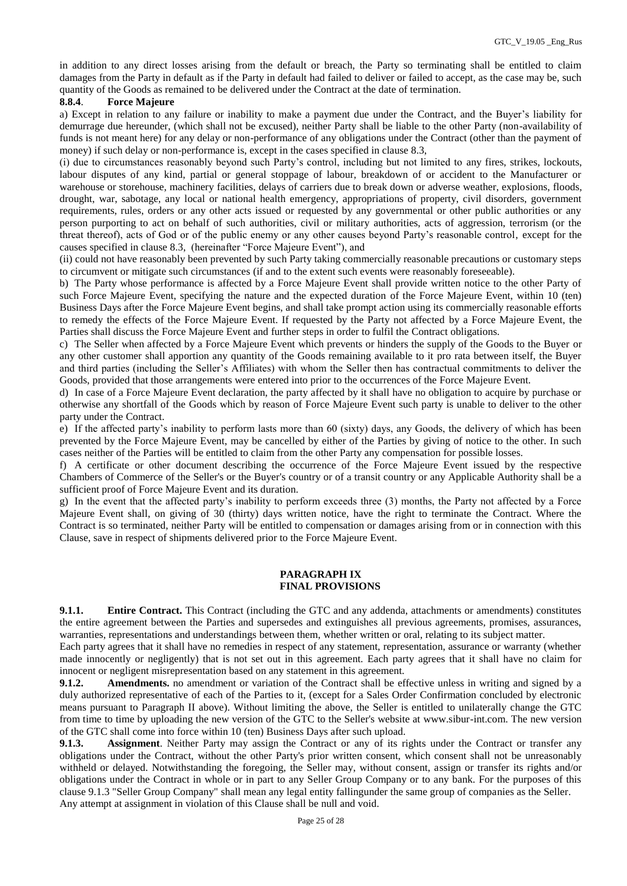in addition to any direct losses arising from the default or breach, the Party so terminating shall be entitled to claim damages from the Party in default as if the Party in default had failed to deliver or failed to accept, as the case may be, such quantity of the Goods as remained to be delivered under the Contract at the date of termination.

**8.8.4**. **Force Majeure**

a) Except in relation to any failure or inability to make a payment due under the Contract, and the Buyer's liability for demurrage due hereunder, (which shall not be excused), neither Party shall be liable to the other Party (non-availability of funds is not meant here) for any delay or non-performance of any obligations under the Contract (other than the payment of money) if such delay or non-performance is, except in the cases specified in clause 8.3,

(i) due to circumstances reasonably beyond such Party's control, including but not limited to any fires, strikes, lockouts, labour disputes of any kind, partial or general stoppage of labour, breakdown of or accident to the Manufacturer or warehouse or storehouse, machinery facilities, delays of carriers due to break down or adverse weather, explosions, floods, drought, war, sabotage, any local or national health emergency, appropriations of property, civil disorders, government requirements, rules, orders or any other acts issued or requested by any governmental or other public authorities or any person purporting to act on behalf of such authorities, civil or military authorities, acts of aggression, terrorism (or the threat thereof), acts of God or of the public enemy or any other causes beyond Party's reasonable control, except for the causes specified in clause 8.3, (hereinafter "Force Majeure Event"), and

(ii) could not have reasonably been prevented by such Party taking commercially reasonable precautions or customary steps to circumvent or mitigate such circumstances (if and to the extent such events were reasonably foreseeable).

b) The Party whose performance is affected by a Force Majeure Event shall provide written notice to the other Party of such Force Majeure Event, specifying the nature and the expected duration of the Force Majeure Event, within 10 (ten) Business Days after the Force Majeure Event begins, and shall take prompt action using its commercially reasonable efforts to remedy the effects of the Force Majeure Event. If requested by the Party not affected by a Force Majeure Event, the Parties shall discuss the Force Majeure Event and further steps in order to fulfil the Contract obligations.

c) The Seller when affected by a Force Majeure Event which prevents or hinders the supply of the Goods to the Buyer or any other customer shall apportion any quantity of the Goods remaining available to it pro rata between itself, the Buyer and third parties (including the Seller's Affiliates) with whom the Seller then has contractual commitments to deliver the Goods, provided that those arrangements were entered into prior to the occurrences of the Force Majeure Event.

d) In case of a Force Majeure Event declaration, the party affected by it shall have no obligation to acquire by purchase or otherwise any shortfall of the Goods which by reason of Force Majeure Event such party is unable to deliver to the other party under the Contract.

e) If the affected party's inability to perform lasts more than 60 (sixty) days, any Goods, the delivery of which has been prevented by the Force Majeure Event, may be cancelled by either of the Parties by giving of notice to the other. In such cases neither of the Parties will be entitled to claim from the other Party any compensation for possible losses.

f) A certificate or other document describing the occurrence of the Force Majeure Event issued by the respective Chambers of Commerce of the Seller's or the Buyer's country or of a transit country or any Applicable Authority shall be a sufficient proof of Force Majeure Event and its duration.

g) In the event that the affected party's inability to perform exceeds three (3) months, the Party not affected by a Force Majeure Event shall, on giving of 30 (thirty) days written notice, have the right to terminate the Contract. Where the Contract is so terminated, neither Party will be entitled to compensation or damages arising from or in connection with this Clause, save in respect of shipments delivered prior to the Force Majeure Event.

## PARAGRAPH IX
## FINAL PROVISIONS

**9.1.1. Entire Contract.** This Contract (including the GTC and any addenda, attachments or amendments) constitutes the entire agreement between the Parties and supersedes and extinguishes all previous agreements, promises, assurances, warranties, representations and understandings between them, whether written or oral, relating to its subject matter.

Each party agrees that it shall have no remedies in respect of any statement, representation, assurance or warranty (whether made innocently or negligently) that is not set out in this agreement. Each party agrees that it shall have no claim for innocent or negligent misrepresentation based on any statement in this agreement.

**9.1.2. Amendments.** no amendment or variation of the Contract shall be effective unless in writing and signed by a duly authorized representative of each of the Parties to it, (except for a Sales Order Confirmation concluded by electronic means pursuant to Paragraph II above). Without limiting the above, the Seller is entitled to unilaterally change the GTC from time to time by uploading the new version of the GTC to the Seller's website at www.sibur-int.com. The new version of the GTC shall come into force within 10 (ten) Business Days after such upload.

**9.1.3. Assignment**. Neither Party may assign the Contract or any of its rights under the Contract or transfer any obligations under the Contract, without the other Party's prior written consent, which consent shall not be unreasonably withheld or delayed. Notwithstanding the foregoing, the Seller may, without consent, assign or transfer its rights and/or obligations under the Contract in whole or in part to any Seller Group Company or to any bank. For the purposes of this clause 9.1.3 "Seller Group Company" shall mean any legal entity fallingunder the same group of companies as the Seller. Any attempt at assignment in violation of this Clause shall be null and void.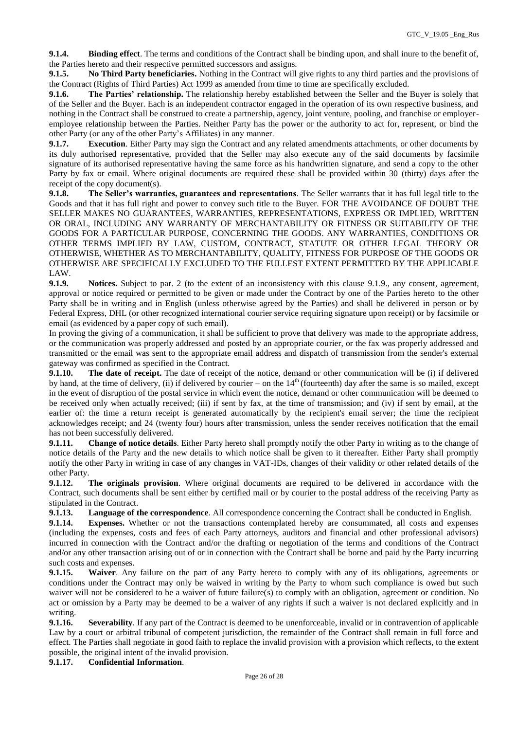**9.1.4. Binding effect**. The terms and conditions of the Contract shall be binding upon, and shall inure to the benefit of, the Parties hereto and their respective permitted successors and assigns.

**9.1.5. No Third Party beneficiaries.** Nothing in the Contract will give rights to any third parties and the provisions of the Contract (Rights of Third Parties) Act 1999 as amended from time to time are specifically excluded.

**9.1.6. The Parties' relationship.** The relationship hereby established between the Seller and the Buyer is solely that of the Seller and the Buyer. Each is an independent contractor engaged in the operation of its own respective business, and nothing in the Contract shall be construed to create a partnership, agency, joint venture, pooling, and franchise or employer-employee relationship between the Parties. Neither Party has the power or the authority to act for, represent, or bind the other Party (or any of the other Party's Affiliates) in any manner.

**9.1.7. Execution**. Either Party may sign the Contract and any related amendments attachments, or other documents by its duly authorised representative, provided that the Seller may also execute any of the said documents by facsimile signature of its authorised representative having the same force as his handwritten signature, and send a copy to the other Party by fax or email. Where original documents are required these shall be provided within 30 (thirty) days after the receipt of the copy document(s).

**9.1.8. The Seller's warranties, guarantees and representations**. The Seller warrants that it has full legal title to the Goods and that it has full right and power to convey such title to the Buyer. FOR THE AVOIDANCE OF DOUBT THE SELLER MAKES NO GUARANTEES, WARRANTIES, REPRESENTATIONS, EXPRESS OR IMPLIED, WRITTEN OR ORAL, INCLUDING ANY WARRANTY OF MERCHANTABILITY OR FITNESS OR SUITABILITY OF THE GOODS FOR A PARTICULAR PURPOSE, CONCERNING THE GOODS. ANY WARRANTIES, CONDITIONS OR OTHER TERMS IMPLIED BY LAW, CUSTOM, CONTRACT, STATUTE OR OTHER LEGAL THEORY OR OTHERWISE, WHETHER AS TO MERCHANTABILITY, QUALITY, FITNESS FOR PURPOSE OF THE GOODS OR OTHERWISE ARE SPECIFICALLY EXCLUDED TO THE FULLEST EXTENT PERMITTED BY THE APPLICABLE LAW.

**9.1.9. Notices.** Subject to par. 2 (to the extent of an inconsistency with this clause 9.1.9., any consent, agreement, approval or notice required or permitted to be given or made under the Contract by one of the Parties hereto to the other Party shall be in writing and in English (unless otherwise agreed by the Parties) and shall be delivered in person or by Federal Express, DHL (or other recognized international courier service requiring signature upon receipt) or by facsimile or email (as evidenced by a paper copy of such email).

In proving the giving of a communication, it shall be sufficient to prove that delivery was made to the appropriate address, or the communication was properly addressed and posted by an appropriate courier, or the fax was properly addressed and transmitted or the email was sent to the appropriate email address and dispatch of transmission from the sender's external gateway was confirmed as specified in the Contract.

**9.1.10. The date of receipt.** The date of receipt of the notice, demand or other communication will be (i) if delivered by hand, at the time of delivery, (ii) if delivered by courier – on the 14th (fourteenth) day after the same is so mailed, except in the event of disruption of the postal service in which event the notice, demand or other communication will be deemed to be received only when actually received; (iii) if sent by fax, at the time of transmission; and (iv) if sent by email, at the earlier of: the time a return receipt is generated automatically by the recipient's email server; the time the recipient acknowledges receipt; and 24 (twenty four) hours after transmission, unless the sender receives notification that the email has not been successfully delivered.

**9.1.11. Change of notice details**. Either Party hereto shall promptly notify the other Party in writing as to the change of notice details of the Party and the new details to which notice shall be given to it thereafter. Either Party shall promptly notify the other Party in writing in case of any changes in VAT-IDs, changes of their validity or other related details of the other Party.

**9.1.12. The originals provision**. Where original documents are required to be delivered in accordance with the Contract, such documents shall be sent either by certified mail or by courier to the postal address of the receiving Party as stipulated in the Contract.

**9.1.13. Language of the correspondence**. All correspondence concerning the Contract shall be conducted in English.

**9.1.14. Expenses.** Whether or not the transactions contemplated hereby are consummated, all costs and expenses (including the expenses, costs and fees of each Party attorneys, auditors and financial and other professional advisors) incurred in connection with the Contract and/or the drafting or negotiation of the terms and conditions of the Contract and/or any other transaction arising out of or in connection with the Contract shall be borne and paid by the Party incurring such costs and expenses.

**9.1.15. Waiver**. Any failure on the part of any Party hereto to comply with any of its obligations, agreements or conditions under the Contract may only be waived in writing by the Party to whom such compliance is owed but such waiver will not be considered to be a waiver of future failure(s) to comply with an obligation, agreement or condition. No act or omission by a Party may be deemed to be a waiver of any rights if such a waiver is not declared explicitly and in writing.

**9.1.16. Severability**. If any part of the Contract is deemed to be unenforceable, invalid or in contravention of applicable Law by a court or arbitral tribunal of competent jurisdiction, the remainder of the Contract shall remain in full force and effect. The Parties shall negotiate in good faith to replace the invalid provision with a provision which reflects, to the extent possible, the original intent of the invalid provision.

**9.1.17. Confidential Information**.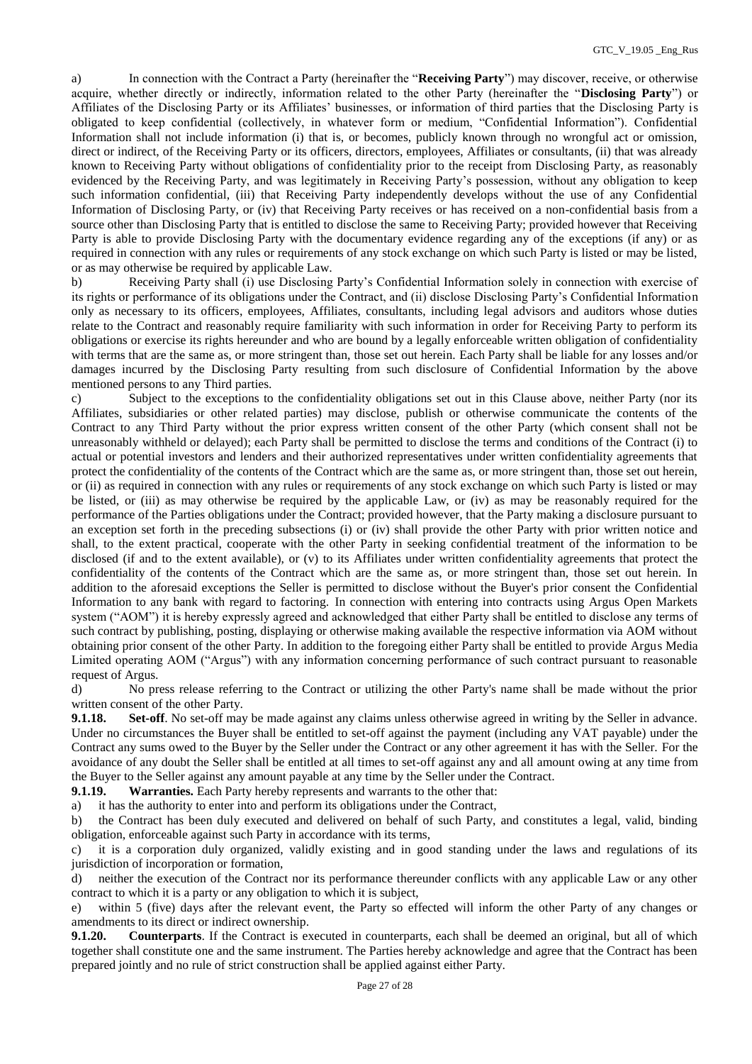a) In connection with the Contract a Party (hereinafter the "**Receiving Party**") may discover, receive, or otherwise acquire, whether directly or indirectly, information related to the other Party (hereinafter the "**Disclosing Party**") or Affiliates of the Disclosing Party or its Affiliates' businesses, or information of third parties that the Disclosing Party is obligated to keep confidential (collectively, in whatever form or medium, "Confidential Information"). Confidential Information shall not include information (i) that is, or becomes, publicly known through no wrongful act or omission, direct or indirect, of the Receiving Party or its officers, directors, employees, Affiliates or consultants, (ii) that was already known to Receiving Party without obligations of confidentiality prior to the receipt from Disclosing Party, as reasonably evidenced by the Receiving Party, and was legitimately in Receiving Party's possession, without any obligation to keep such information confidential, (iii) that Receiving Party independently develops without the use of any Confidential Information of Disclosing Party, or (iv) that Receiving Party receives or has received on a non-confidential basis from a source other than Disclosing Party that is entitled to disclose the same to Receiving Party; provided however that Receiving Party is able to provide Disclosing Party with the documentary evidence regarding any of the exceptions (if any) or as required in connection with any rules or requirements of any stock exchange on which such Party is listed or may be listed, or as may otherwise be required by applicable Law.

b) Receiving Party shall (i) use Disclosing Party's Confidential Information solely in connection with exercise of its rights or performance of its obligations under the Contract, and (ii) disclose Disclosing Party's Confidential Information only as necessary to its officers, employees, Affiliates, consultants, including legal advisors and auditors whose duties relate to the Contract and reasonably require familiarity with such information in order for Receiving Party to perform its obligations or exercise its rights hereunder and who are bound by a legally enforceable written obligation of confidentiality with terms that are the same as, or more stringent than, those set out herein. Each Party shall be liable for any losses and/or damages incurred by the Disclosing Party resulting from such disclosure of Confidential Information by the above mentioned persons to any Third parties.

c) Subject to the exceptions to the confidentiality obligations set out in this Clause above, neither Party (nor its Affiliates, subsidiaries or other related parties) may disclose, publish or otherwise communicate the contents of the Contract to any Third Party without the prior express written consent of the other Party (which consent shall not be unreasonably withheld or delayed); each Party shall be permitted to disclose the terms and conditions of the Contract (i) to actual or potential investors and lenders and their authorized representatives under written confidentiality agreements that protect the confidentiality of the contents of the Contract which are the same as, or more stringent than, those set out herein, or (ii) as required in connection with any rules or requirements of any stock exchange on which such Party is listed or may be listed, or (iii) as may otherwise be required by the applicable Law, or (iv) as may be reasonably required for the performance of the Parties obligations under the Contract; provided however, that the Party making a disclosure pursuant to an exception set forth in the preceding subsections (i) or (iv) shall provide the other Party with prior written notice and shall, to the extent practical, cooperate with the other Party in seeking confidential treatment of the information to be disclosed (if and to the extent available), or (v) to its Affiliates under written confidentiality agreements that protect the confidentiality of the contents of the Contract which are the same as, or more stringent than, those set out herein. In addition to the aforesaid exceptions the Seller is permitted to disclose without the Buyer's prior consent the Confidential Information to any bank with regard to factoring. In connection with entering into contracts using Argus Open Markets system ("AOM") it is hereby expressly agreed and acknowledged that either Party shall be entitled to disclose any terms of such contract by publishing, posting, displaying or otherwise making available the respective information via AOM without obtaining prior consent of the other Party. In addition to the foregoing either Party shall be entitled to provide Argus Media Limited operating AOM ("Argus") with any information concerning performance of such contract pursuant to reasonable request of Argus.

d) No press release referring to the Contract or utilizing the other Party's name shall be made without the prior written consent of the other Party.

**9.1.18. Set-off**. No set-off may be made against any claims unless otherwise agreed in writing by the Seller in advance. Under no circumstances the Buyer shall be entitled to set-off against the payment (including any VAT payable) under the Contract any sums owed to the Buyer by the Seller under the Contract or any other agreement it has with the Seller. For the avoidance of any doubt the Seller shall be entitled at all times to set-off against any and all amount owing at any time from the Buyer to the Seller against any amount payable at any time by the Seller under the Contract.

**9.1.19. Warranties.** Each Party hereby represents and warrants to the other that:

a) it has the authority to enter into and perform its obligations under the Contract,

b) the Contract has been duly executed and delivered on behalf of such Party, and constitutes a legal, valid, binding obligation, enforceable against such Party in accordance with its terms,

c) it is a corporation duly organized, validly existing and in good standing under the laws and regulations of its jurisdiction of incorporation or formation,

d) neither the execution of the Contract nor its performance thereunder conflicts with any applicable Law or any other contract to which it is a party or any obligation to which it is subject,

e) within 5 (five) days after the relevant event, the Party so effected will inform the other Party of any changes or amendments to its direct or indirect ownership.

**9.1.20. Counterparts**. If the Contract is executed in counterparts, each shall be deemed an original, but all of which together shall constitute one and the same instrument. The Parties hereby acknowledge and agree that the Contract has been prepared jointly and no rule of strict construction shall be applied against either Party.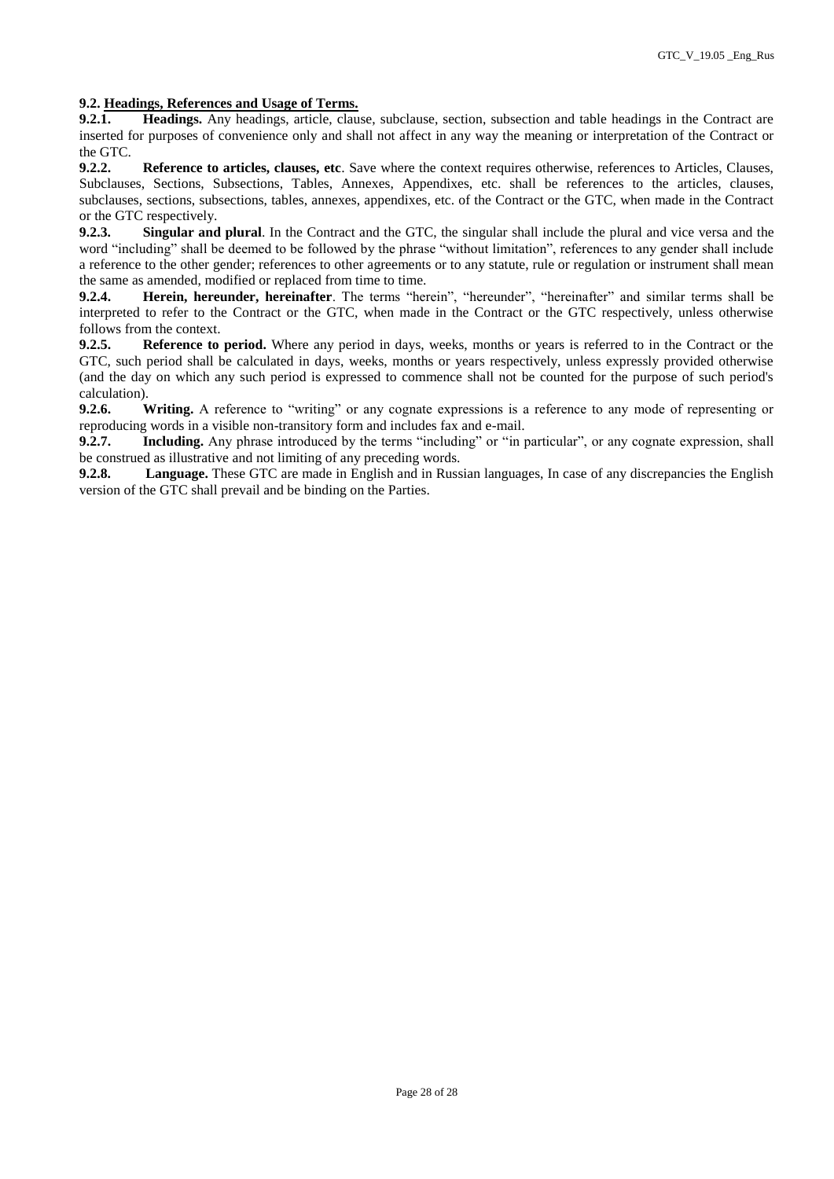**9.2. Headings, References and Usage of Terms.**

**9.2.1. Headings.** Any headings, article, clause, subclause, section, subsection and table headings in the Contract are inserted for purposes of convenience only and shall not affect in any way the meaning or interpretation of the Contract or the GTC.

**9.2.2. Reference to articles, clauses, etc**. Save where the context requires otherwise, references to Articles, Clauses, Subclauses, Sections, Subsections, Tables, Annexes, Appendixes, etc. shall be references to the articles, clauses, subclauses, sections, subsections, tables, annexes, appendixes, etc. of the Contract or the GTC, when made in the Contract or the GTC respectively.

**9.2.3. Singular and plural**. In the Contract and the GTC, the singular shall include the plural and vice versa and the word "including" shall be deemed to be followed by the phrase "without limitation", references to any gender shall include a reference to the other gender; references to other agreements or to any statute, rule or regulation or instrument shall mean the same as amended, modified or replaced from time to time.

**9.2.4. Herein, hereunder, hereinafter**. The terms "herein", "hereunder", "hereinafter" and similar terms shall be interpreted to refer to the Contract or the GTC, when made in the Contract or the GTC respectively, unless otherwise follows from the context.

**9.2.5. Reference to period.** Where any period in days, weeks, months or years is referred to in the Contract or the GTC, such period shall be calculated in days, weeks, months or years respectively, unless expressly provided otherwise (and the day on which any such period is expressed to commence shall not be counted for the purpose of such period's calculation).

**9.2.6. Writing.** A reference to "writing" or any cognate expressions is a reference to any mode of representing or reproducing words in a visible non-transitory form and includes fax and e-mail.

**9.2.7. Including.** Any phrase introduced by the terms "including" or "in particular", or any cognate expression, shall be construed as illustrative and not limiting of any preceding words.

**9.2.8. Language.** These GTC are made in English and in Russian languages, In case of any discrepancies the English version of the GTC shall prevail and be binding on the Parties.